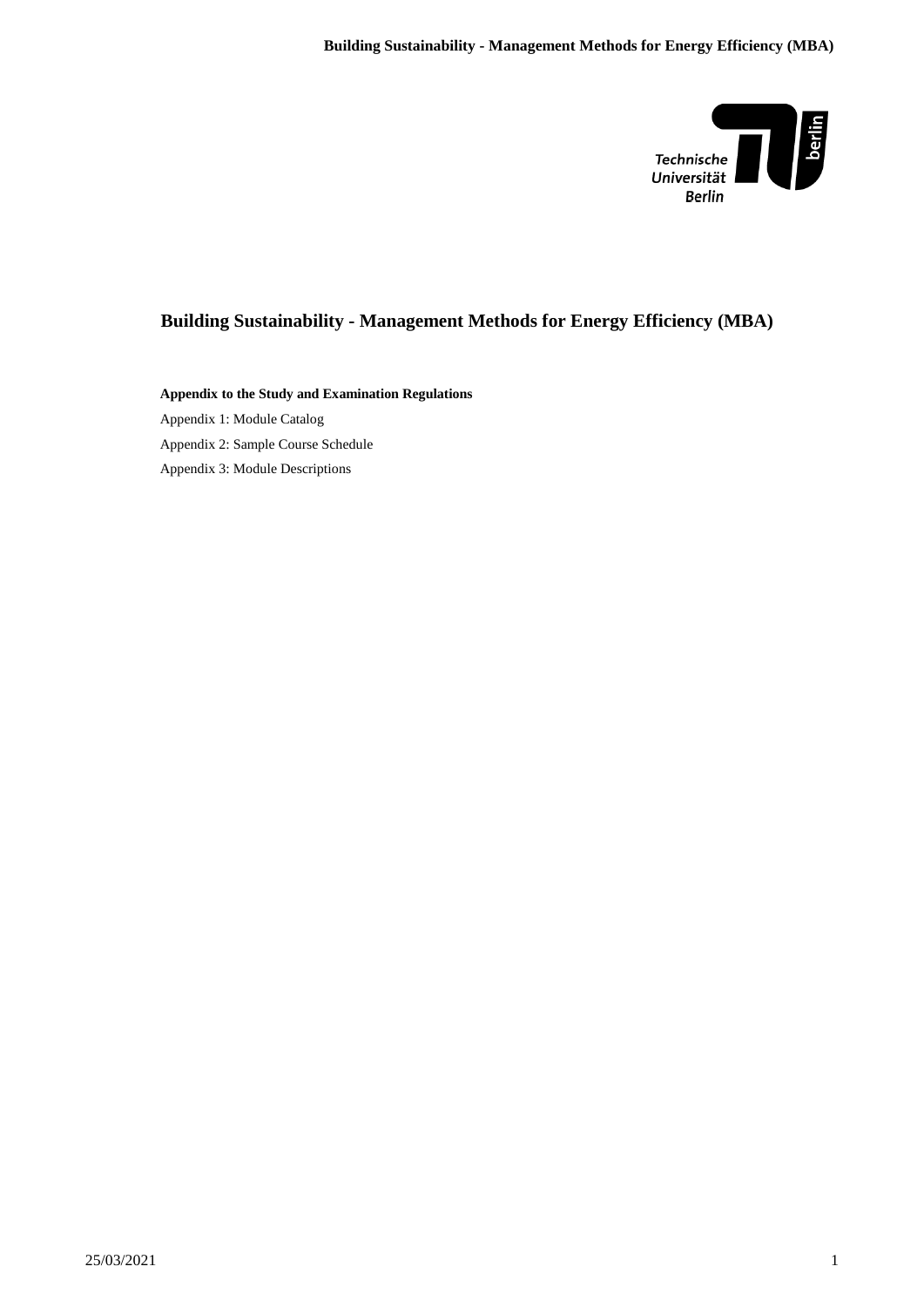# Building Sustainability - Management Methods for Energy Efficiency (MBA)

**Appendix to the Study and Examination Regulations**

Appendix 1: Module Catalog

Appendix 2: Sample Course Schedule

Appendix 3: Module Descriptions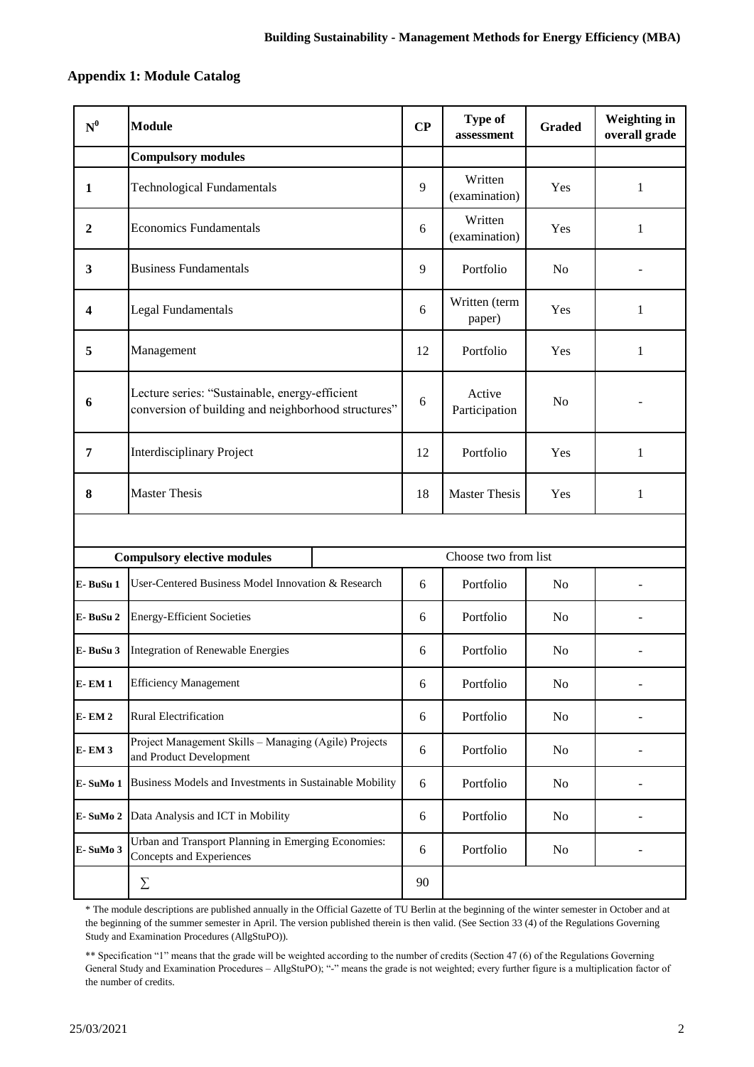## Appendix 1: Module Catalog

| N⁰ | Module | CP | Type of assessment | Graded | Weighting in overall grade |
|---|---|---|---|---|---|
| | **Compulsory modules** | | | | |
| **1** | Technological Fundamentals | 9 | Written (examination) | Yes | 1 |
| **2** | Economics Fundamentals | 6 | Written (examination) | Yes | 1 |
| **3** | Business Fundamentals | 9 | Portfolio | No | - |
| **4** | Legal Fundamentals | 6 | Written (term paper) | Yes | 1 |
| **5** | Management | 12 | Portfolio | Yes | 1 |
| **6** | Lecture series: "Sustainable, energy-efficient conversion of building and neighborhood structures" | 6 | Active Participation | No | - |
| **7** | Interdisciplinary Project | 12 | Portfolio | Yes | 1 |
| **8** | Master Thesis | 18 | Master Thesis | Yes | 1 |
| | | | | | |
| | **Compulsory elective modules** | | Choose two from list | | |
| **E- BuSu 1** | User-Centered Business Model Innovation & Research | 6 | Portfolio | No | - |
| **E- BuSu 2** | Energy-Efficient Societies | 6 | Portfolio | No | - |
| **E- BuSu 3** | Integration of Renewable Energies | 6 | Portfolio | No | - |
| **E- EM 1** | Efficiency Management | 6 | Portfolio | No | - |
| **E- EM 2** | Rural Electrification | 6 | Portfolio | No | - |
| **E- EM 3** | Project Management Skills – Managing (Agile) Projects and Product Development | 6 | Portfolio | No | - |
| **E- SuMo 1** | Business Models and Investments in Sustainable Mobility | 6 | Portfolio | No | - |
| **E- SuMo 2** | Data Analysis and ICT in Mobility | 6 | Portfolio | No | - |
| **E- SuMo 3** | Urban and Transport Planning in Emerging Economies: Concepts and Experiences | 6 | Portfolio | No | - |
| | ∑ | 90 | | | |

\* The module descriptions are published annually in the Official Gazette of TU Berlin at the beginning of the winter semester in October and at the beginning of the summer semester in April. The version published therein is then valid. (See Section 33 (4) of the Regulations Governing Study and Examination Procedures (AllgStuPO)).

\*\* Specification "1" means that the grade will be weighted according to the number of credits (Section 47 (6) of the Regulations Governing General Study and Examination Procedures – AllgStuPO); "-" means the grade is not weighted; every further figure is a multiplication factor of the number of credits.

25/03/2021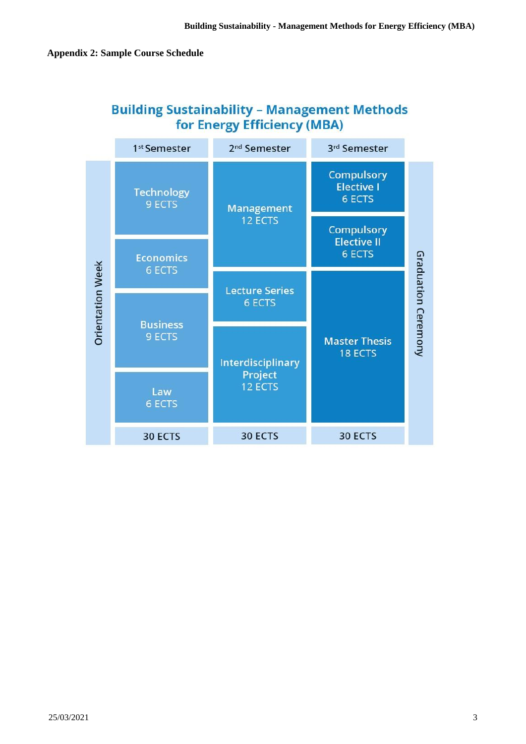## Appendix 2: Sample Course Schedule

### Building Sustainability – Management Methods for Energy Efficiency (MBA)

| | 1st Semester | 2nd Semester | 3rd Semester | |
|---|---|---|---|---|
| Orientation Week | Technology 9 ECTS | Management 12 ECTS | Compulsory Elective I 6 ECTS | Graduation Ceremony |
| | | | Compulsory Elective II 6 ECTS | |
| | Economics 6 ECTS | | | |
| | Business 9 ECTS | Lecture Series 6 ECTS | Master Thesis 18 ECTS | |
| | Law 6 ECTS | Interdisciplinary Project 12 ECTS | | |
| | 30 ECTS | 30 ECTS | 30 ECTS | |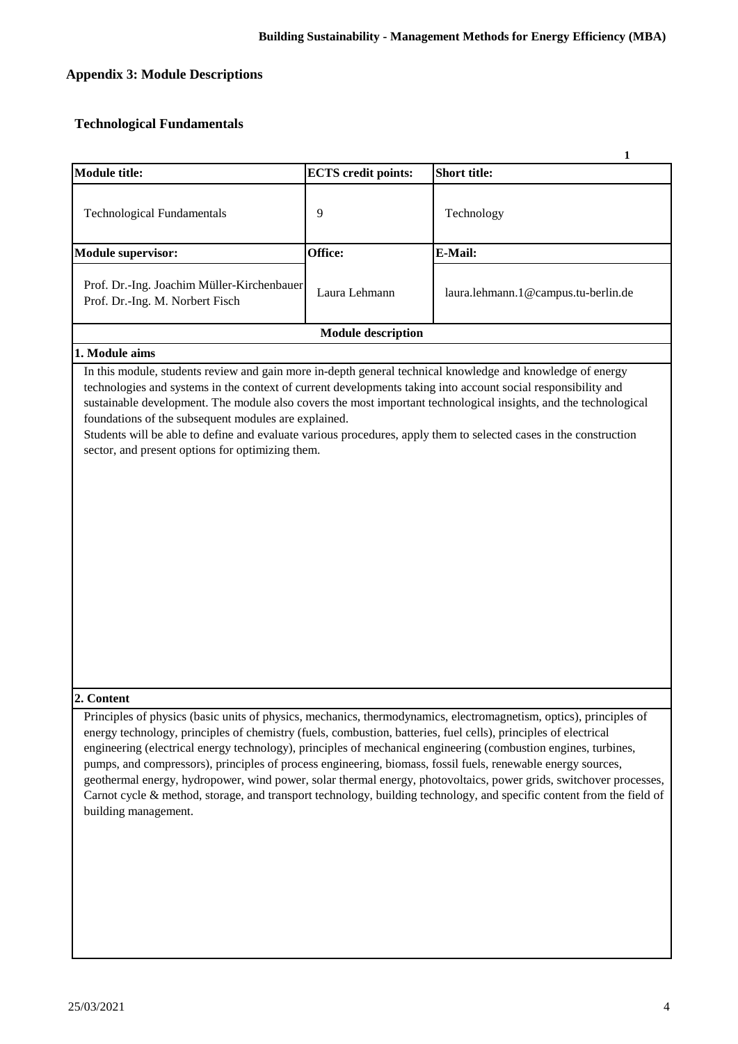## Appendix 3: Module Descriptions

### Technological Fundamentals

1

| Module title: | ECTS credit points: | Short title: |
|---|---|---|
| Technological Fundamentals | 9 | Technology |
| **Module supervisor:** | **Office:** | **E-Mail:** |
| Prof. Dr.-Ing. Joachim Müller-Kirchenbauer<br>Prof. Dr.-Ing. M. Norbert Fisch | Laura Lehmann | laura.lehmann.1@campus.tu-berlin.de |

**Module description**

**1. Module aims**

In this module, students review and gain more in-depth general technical knowledge and knowledge of energy technologies and systems in the context of current developments taking into account social responsibility and sustainable development. The module also covers the most important technological insights, and the technological foundations of the subsequent modules are explained.

Students will be able to define and evaluate various procedures, apply them to selected cases in the construction sector, and present options for optimizing them.

**2. Content**

Principles of physics (basic units of physics, mechanics, thermodynamics, electromagnetism, optics), principles of energy technology, principles of chemistry (fuels, combustion, batteries, fuel cells), principles of electrical engineering (electrical energy technology), principles of mechanical engineering (combustion engines, turbines, pumps, and compressors), principles of process engineering, biomass, fossil fuels, renewable energy sources, geothermal energy, hydropower, wind power, solar thermal energy, photovoltaics, power grids, switchover processes, Carnot cycle & method, storage, and transport technology, building technology, and specific content from the field of building management.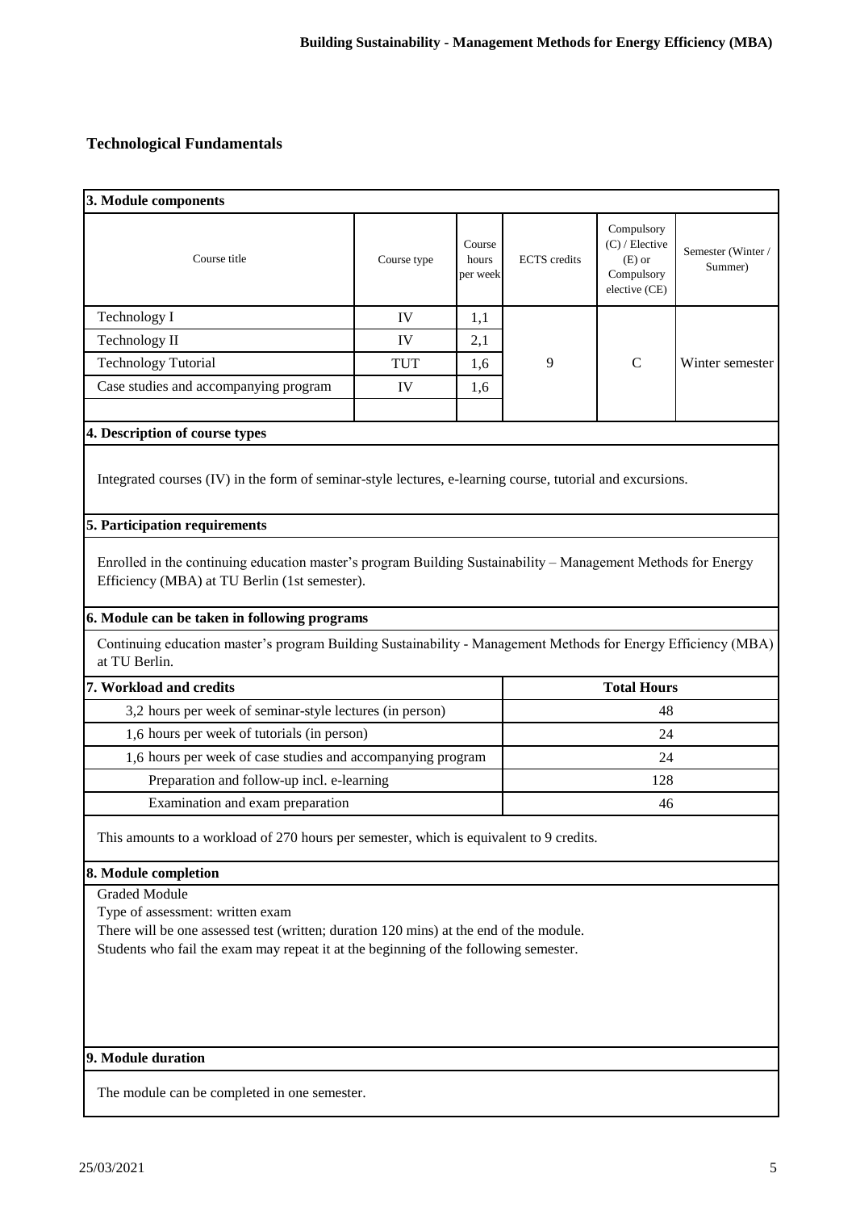## Technological Fundamentals

**3. Module components**

| Course title | Course type | Course hours per week | ECTS credits | Compulsory (C) / Elective (E) or Compulsory elective (CE) | Semester (Winter / Summer) |
|---|---|---|---|---|---|
| Technology I | IV | 1,1 | 9 | C | Winter semester |
| Technology II | IV | 2,1 | | | |
| Technology Tutorial | TUT | 1,6 | | | |
| Case studies and accompanying program | IV | 1,6 | | | |
| | | | | | |

**4. Description of course types**

Integrated courses (IV) in the form of seminar-style lectures, e-learning course, tutorial and excursions.

**5. Participation requirements**

Enrolled in the continuing education master's program Building Sustainability – Management Methods for Energy Efficiency (MBA) at TU Berlin (1st semester).

**6. Module can be taken in following programs**

Continuing education master's program Building Sustainability - Management Methods for Energy Efficiency (MBA) at TU Berlin.

**7. Workload and credits**

| | Total Hours |
|---|---|
| 3,2 hours per week of seminar-style lectures (in person) | 48 |
| 1,6 hours per week of tutorials (in person) | 24 |
| 1,6 hours per week of case studies and accompanying program | 24 |
| Preparation and follow-up incl. e-learning | 128 |
| Examination and exam preparation | 46 |

This amounts to a workload of 270 hours per semester, which is equivalent to 9 credits.

**8. Module completion**

Graded Module
Type of assessment: written exam
There will be one assessed test (written; duration 120 mins) at the end of the module.
Students who fail the exam may repeat it at the beginning of the following semester.

**9. Module duration**

The module can be completed in one semester.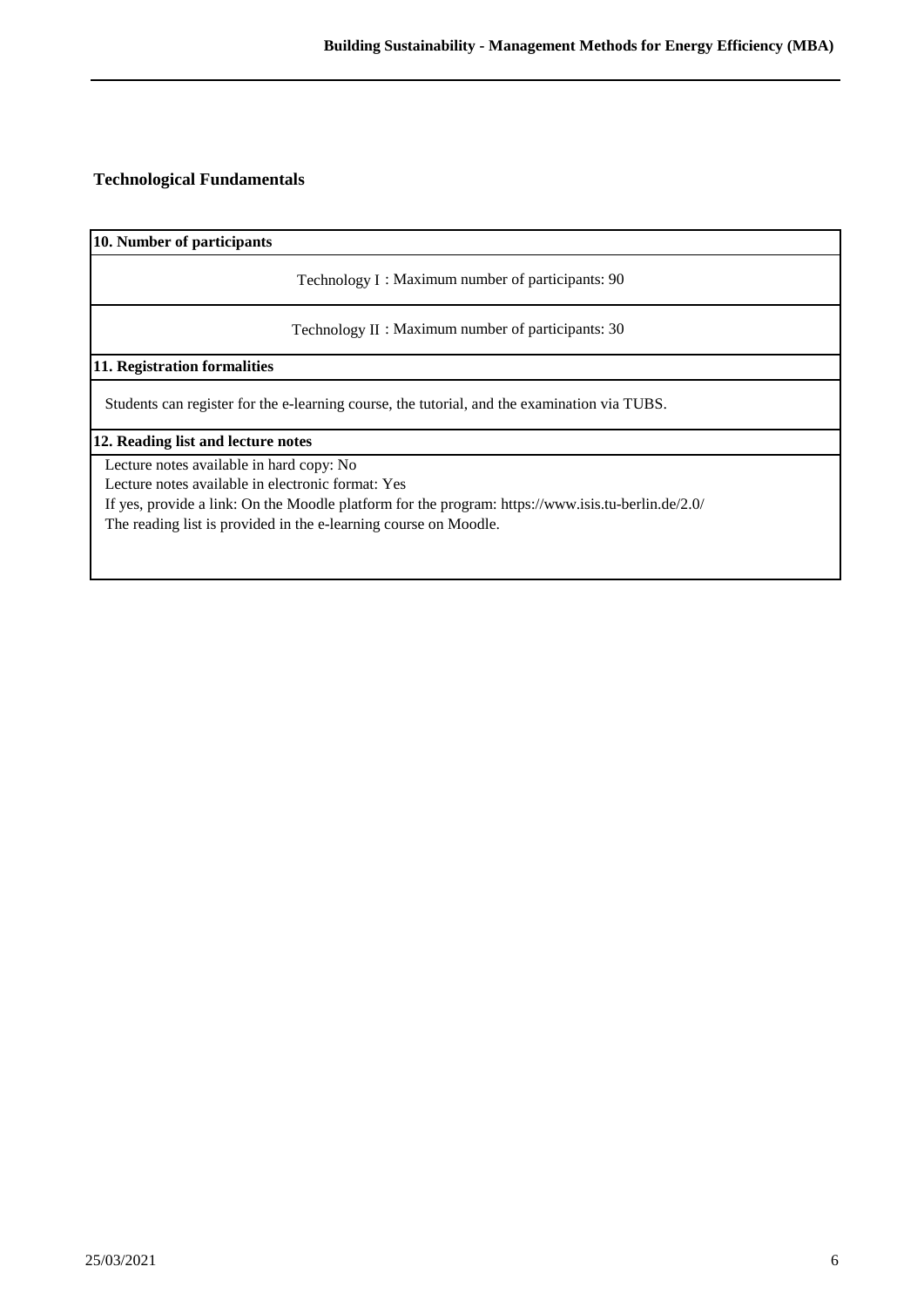## Technological Fundamentals

**10. Number of participants**

Technology I : Maximum number of participants: 90

Technology II : Maximum number of participants: 30

**11. Registration formalities**

Students can register for the e-learning course, the tutorial, and the examination via TUBS.

**12. Reading list and lecture notes**

Lecture notes available in hard copy: No
Lecture notes available in electronic format: Yes
If yes, provide a link: On the Moodle platform for the program: https://www.isis.tu-berlin.de/2.0/
The reading list is provided in the e-learning course on Moodle.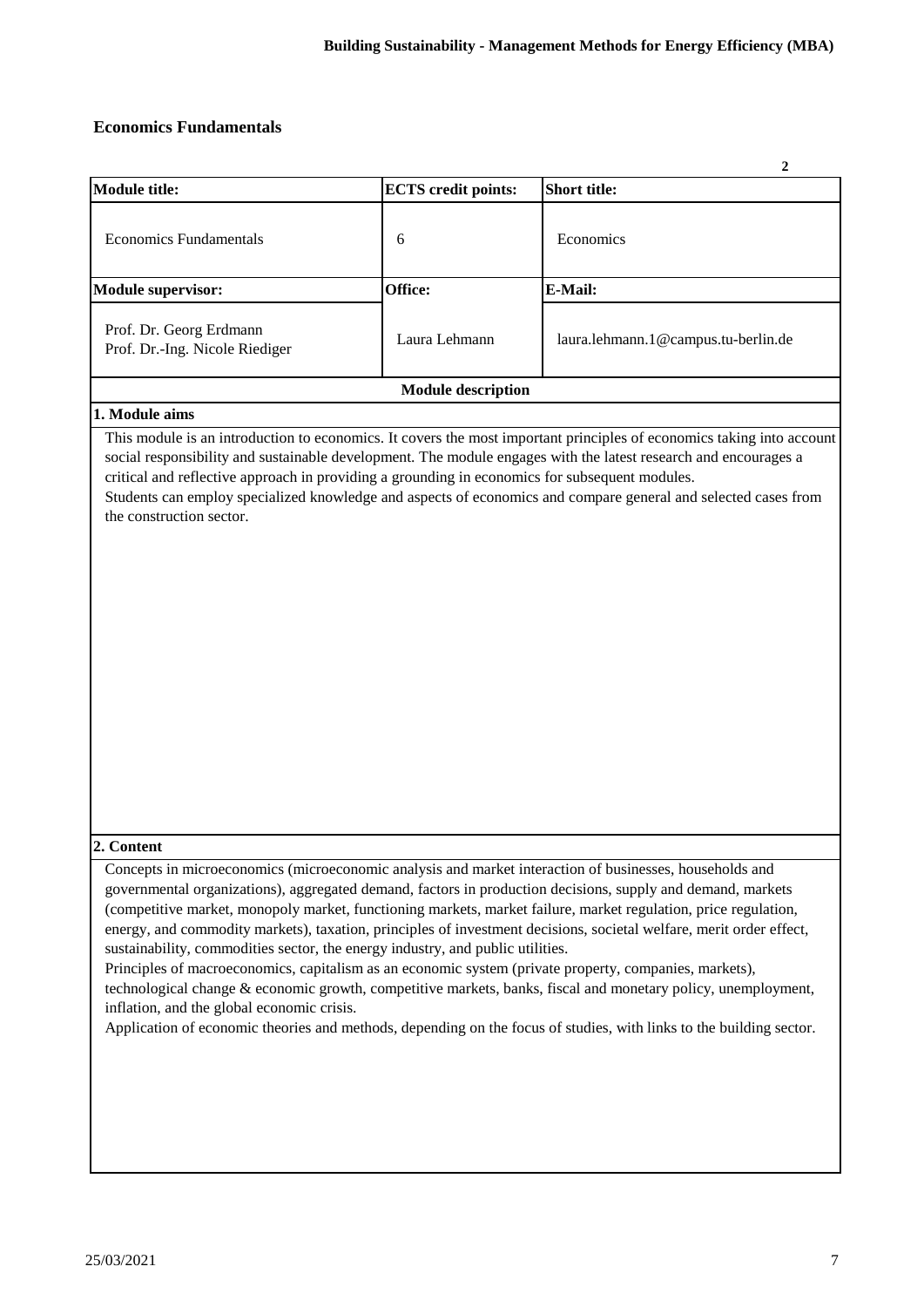## Economics Fundamentals

| Module title: | ECTS credit points: | Short title: |
|---|---|---|
| Economics Fundamentals | 6 | Economics |
| **Module supervisor:** | **Office:** | **E-Mail:** |
| Prof. Dr. Georg Erdmann<br>Prof. Dr.-Ing. Nicole Riediger | Laura Lehmann | laura.lehmann.1@campus.tu-berlin.de |

**Module description**

**1. Module aims**

This module is an introduction to economics. It covers the most important principles of economics taking into account social responsibility and sustainable development. The module engages with the latest research and encourages a critical and reflective approach in providing a grounding in economics for subsequent modules.
Students can employ specialized knowledge and aspects of economics and compare general and selected cases from the construction sector.

**2. Content**

Concepts in microeconomics (microeconomic analysis and market interaction of businesses, households and governmental organizations), aggregated demand, factors in production decisions, supply and demand, markets (competitive market, monopoly market, functioning markets, market failure, market regulation, price regulation, energy, and commodity markets), taxation, principles of investment decisions, societal welfare, merit order effect, sustainability, commodities sector, the energy industry, and public utilities.
Principles of macroeconomics, capitalism as an economic system (private property, companies, markets), technological change & economic growth, competitive markets, banks, fiscal and monetary policy, unemployment, inflation, and the global economic crisis.
Application of economic theories and methods, depending on the focus of studies, with links to the building sector.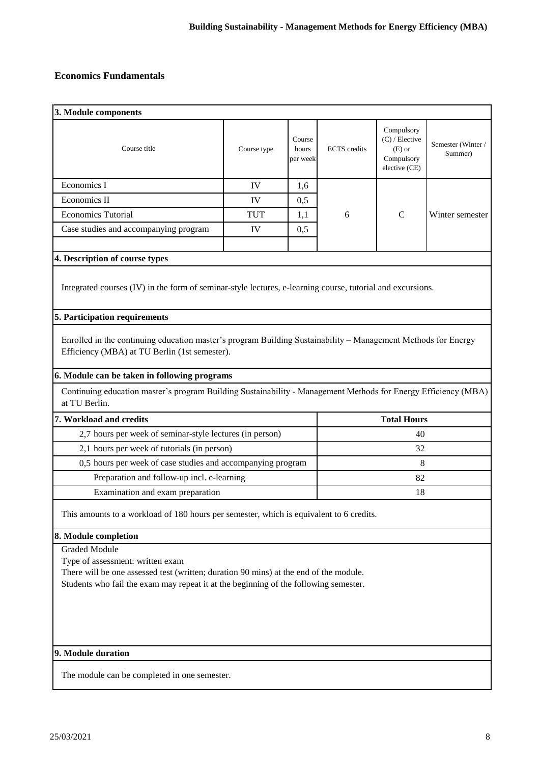## Economics Fundamentals

**3. Module components**

| Course title | Course type | Course hours per week | ECTS credits | Compulsory (C) / Elective (E) or Compulsory elective (CE) | Semester (Winter / Summer) |
|---|---|---|---|---|---|
| Economics I | IV | 1,6 | 6 | C | Winter semester |
| Economics II | IV | 0,5 | | | |
| Economics Tutorial | TUT | 1,1 | | | |
| Case studies and accompanying program | IV | 0,5 | | | |
| | | | | | |

**4. Description of course types**

Integrated courses (IV) in the form of seminar-style lectures, e-learning course, tutorial and excursions.

**5. Participation requirements**

Enrolled in the continuing education master's program Building Sustainability – Management Methods for Energy Efficiency (MBA) at TU Berlin (1st semester).

**6. Module can be taken in following programs**

Continuing education master's program Building Sustainability - Management Methods for Energy Efficiency (MBA) at TU Berlin.

**7. Workload and credits**

| 7. Workload and credits | Total Hours |
|---|---|
| 2,7 hours per week of seminar-style lectures (in person) | 40 |
| 2,1 hours per week of tutorials (in person) | 32 |
| 0,5 hours per week of case studies and accompanying program | 8 |
| Preparation and follow-up incl. e-learning | 82 |
| Examination and exam preparation | 18 |

This amounts to a workload of 180 hours per semester, which is equivalent to 6 credits.

**8. Module completion**

Graded Module
Type of assessment: written exam
There will be one assessed test (written; duration 90 mins) at the end of the module.
Students who fail the exam may repeat it at the beginning of the following semester.

**9. Module duration**

The module can be completed in one semester.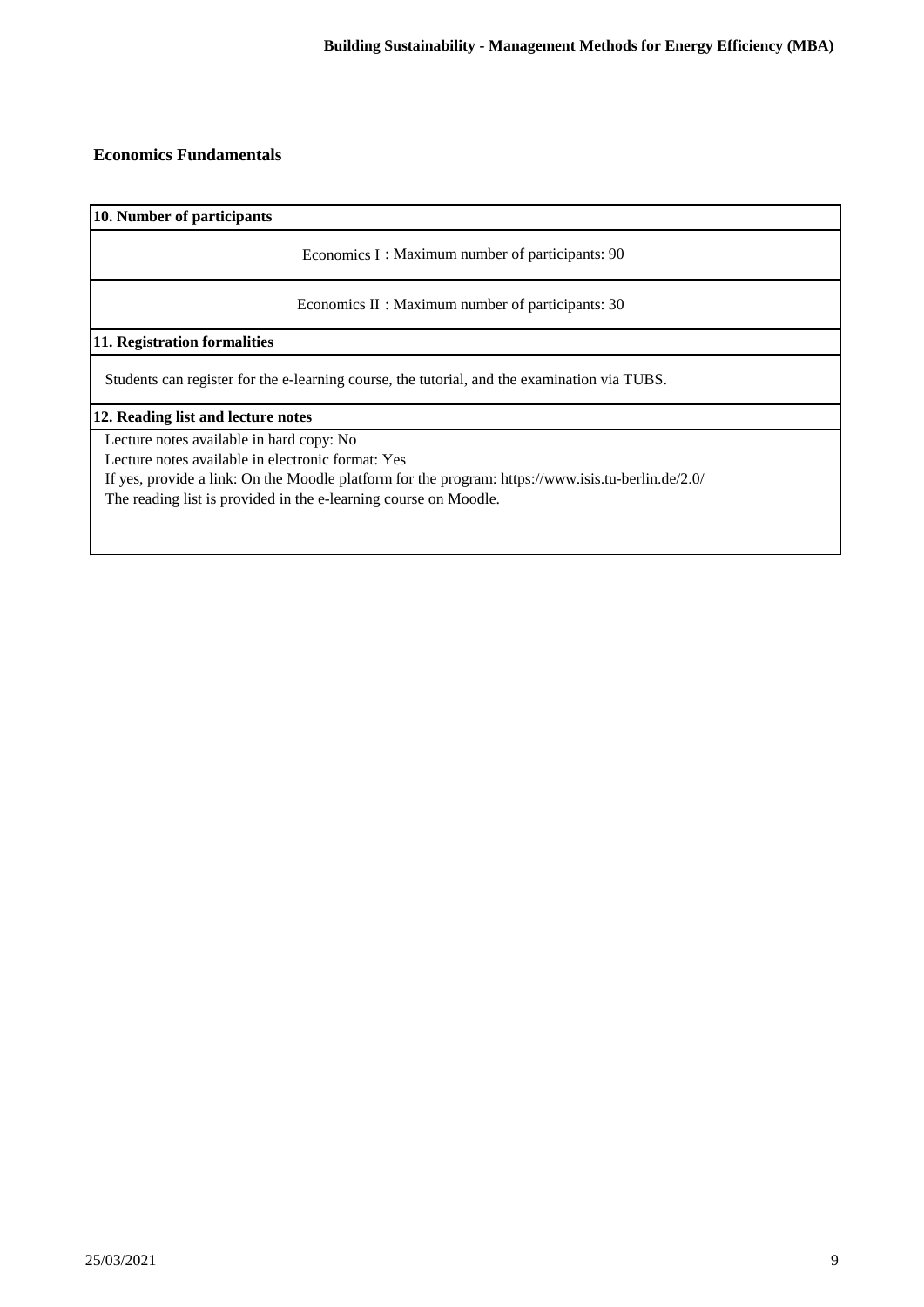## Economics Fundamentals

### 10. Number of participants

Economics I : Maximum number of participants: 90

Economics II : Maximum number of participants: 30

### 11. Registration formalities

Students can register for the e-learning course, the tutorial, and the examination via TUBS.

### 12. Reading list and lecture notes

Lecture notes available in hard copy: No
Lecture notes available in electronic format: Yes
If yes, provide a link: On the Moodle platform for the program: https://www.isis.tu-berlin.de/2.0/
The reading list is provided in the e-learning course on Moodle.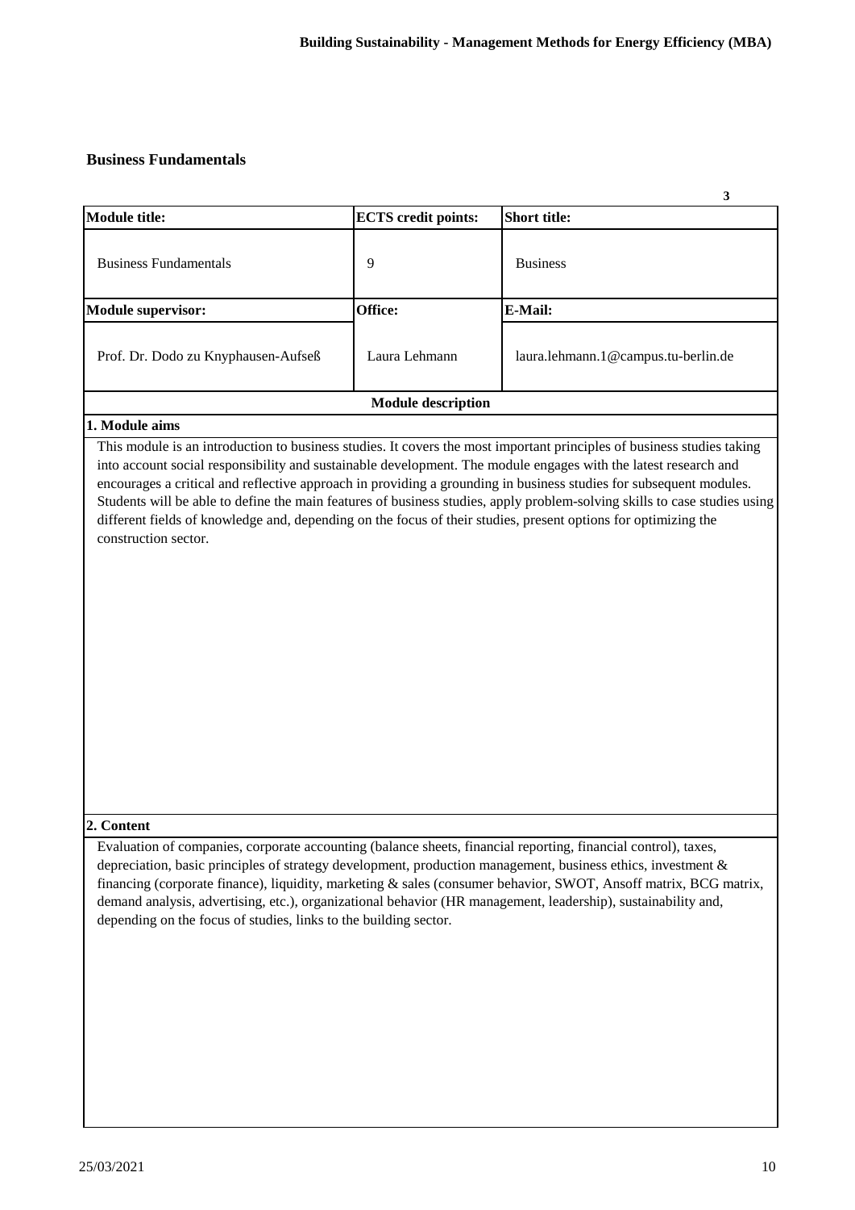## Business Fundamentals

3

| Module title: | ECTS credit points: | Short title: |
|---|---|---|
| Business Fundamentals | 9 | Business |
| **Module supervisor:** | **Office:** | **E-Mail:** |
| Prof. Dr. Dodo zu Knyphausen-Aufseß | Laura Lehmann | laura.lehmann.1@campus.tu-berlin.de |

**Module description**

**1. Module aims**

This module is an introduction to business studies. It covers the most important principles of business studies taking into account social responsibility and sustainable development. The module engages with the latest research and encourages a critical and reflective approach in providing a grounding in business studies for subsequent modules. Students will be able to define the main features of business studies, apply problem-solving skills to case studies using different fields of knowledge and, depending on the focus of their studies, present options for optimizing the construction sector.

**2. Content**

Evaluation of companies, corporate accounting (balance sheets, financial reporting, financial control), taxes, depreciation, basic principles of strategy development, production management, business ethics, investment & financing (corporate finance), liquidity, marketing & sales (consumer behavior, SWOT, Ansoff matrix, BCG matrix, demand analysis, advertising, etc.), organizational behavior (HR management, leadership), sustainability and, depending on the focus of studies, links to the building sector.

25/03/2021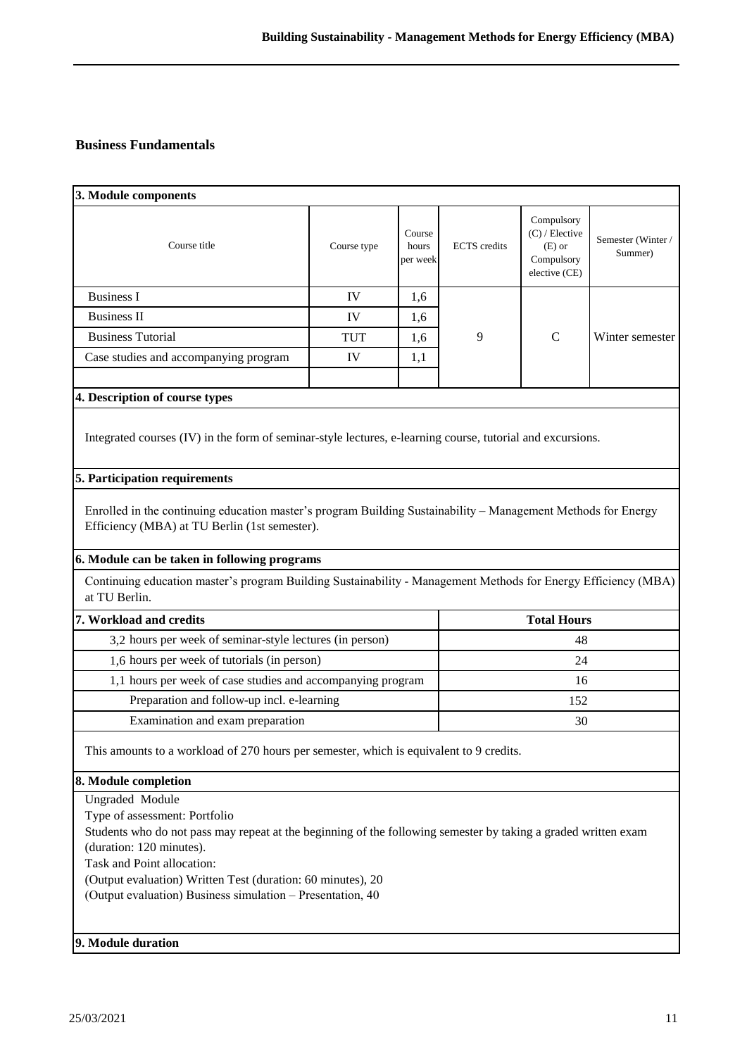## Business Fundamentals

**3. Module components**

| Course title | Course type | Course hours per week | ECTS credits | Compulsory (C) / Elective (E) or Compulsory elective (CE) | Semester (Winter / Summer) |
|---|---|---|---|---|---|
| Business I | IV | 1,6 | 9 | C | Winter semester |
| Business II | IV | 1,6 | | | |
| Business Tutorial | TUT | 1,6 | | | |
| Case studies and accompanying program | IV | 1,1 | | | |
| | | | | | |

**4. Description of course types**

Integrated courses (IV) in the form of seminar-style lectures, e-learning course, tutorial and excursions.

**5. Participation requirements**

Enrolled in the continuing education master's program Building Sustainability – Management Methods for Energy Efficiency (MBA) at TU Berlin (1st semester).

**6. Module can be taken in following programs**

Continuing education master's program Building Sustainability - Management Methods for Energy Efficiency (MBA) at TU Berlin.

**7. Workload and credits**

| | Total Hours |
|---|---|
| 3,2 hours per week of seminar-style lectures (in person) | 48 |
| 1,6 hours per week of tutorials (in person) | 24 |
| 1,1 hours per week of case studies and accompanying program | 16 |
| Preparation and follow-up incl. e-learning | 152 |
| Examination and exam preparation | 30 |

This amounts to a workload of 270 hours per semester, which is equivalent to 9 credits.

**8. Module completion**

Ungraded Module
Type of assessment: Portfolio
Students who do not pass may repeat at the beginning of the following semester by taking a graded written exam (duration: 120 minutes).
Task and Point allocation:
(Output evaluation) Written Test (duration: 60 minutes), 20
(Output evaluation) Business simulation – Presentation, 40

**9. Module duration**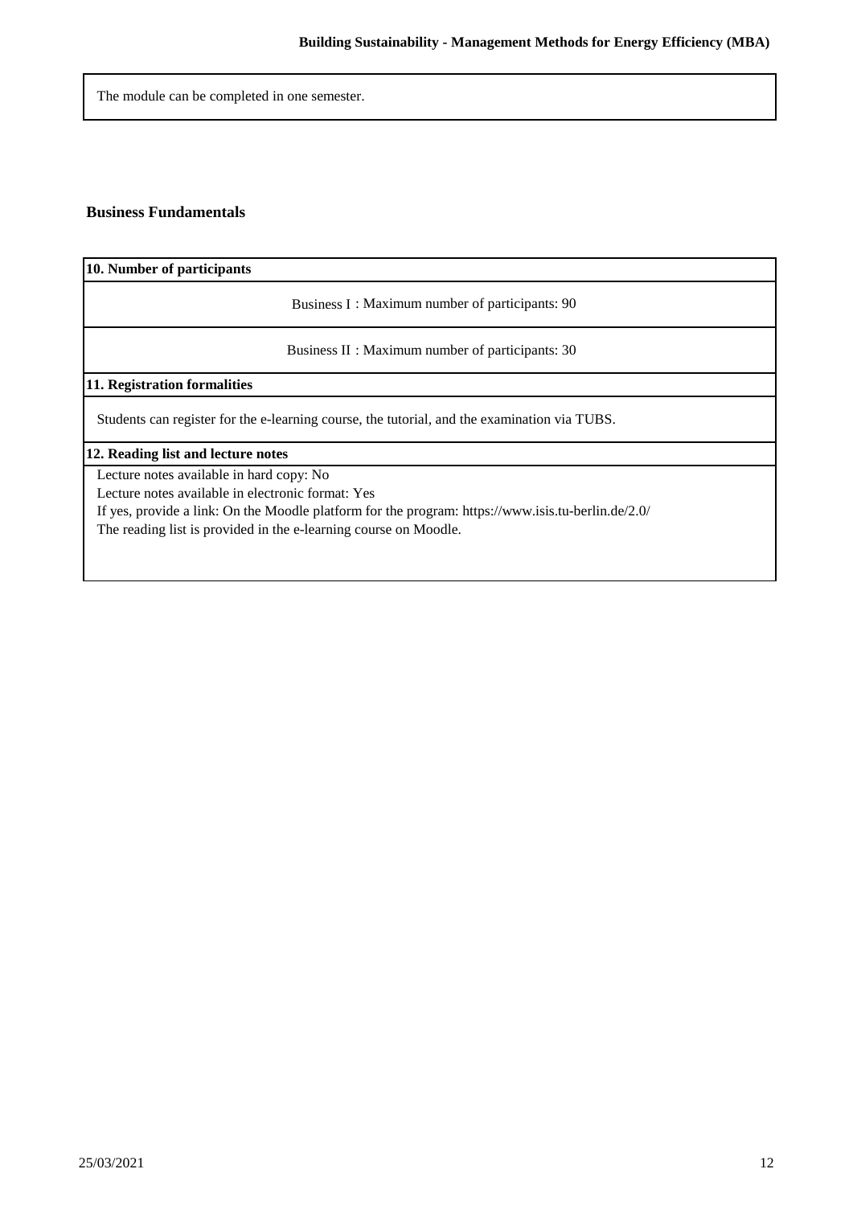The module can be completed in one semester.

## Business Fundamentals

**10. Number of participants**

Business I : Maximum number of participants: 90

Business II : Maximum number of participants: 30

**11. Registration formalities**

Students can register for the e-learning course, the tutorial, and the examination via TUBS.

**12. Reading list and lecture notes**

Lecture notes available in hard copy: No
Lecture notes available in electronic format: Yes
If yes, provide a link: On the Moodle platform for the program: https://www.isis.tu-berlin.de/2.0/
The reading list is provided in the e-learning course on Moodle.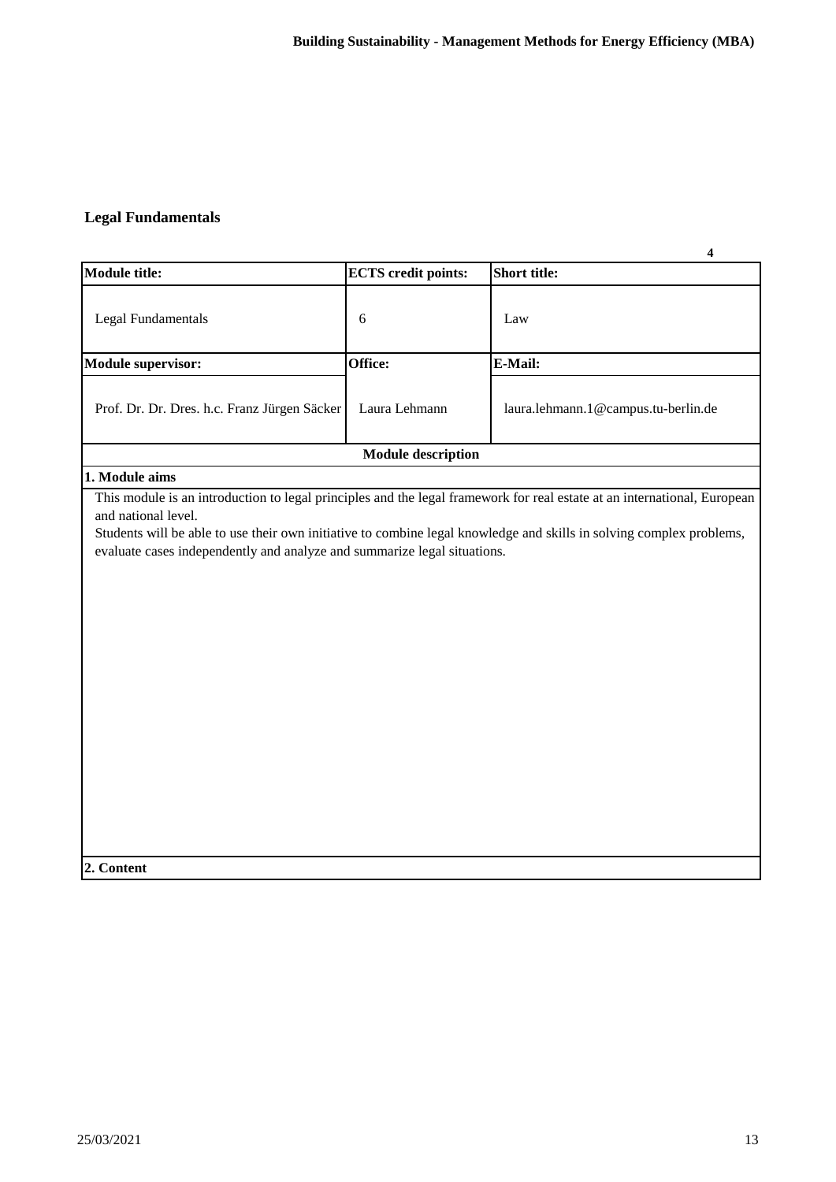## Legal Fundamentals

4

| Module title: | ECTS credit points: | Short title: |
|---|---|---|
| Legal Fundamentals | 6 | Law |
| **Module supervisor:** | **Office:** | **E-Mail:** |
| Prof. Dr. Dr. Dres. h.c. Franz Jürgen Säcker | Laura Lehmann | laura.lehmann.1@campus.tu-berlin.de |

**Module description**

**1. Module aims**

This module is an introduction to legal principles and the legal framework for real estate at an international, European and national level.
Students will be able to use their own initiative to combine legal knowledge and skills in solving complex problems, evaluate cases independently and analyze and summarize legal situations.

**2. Content**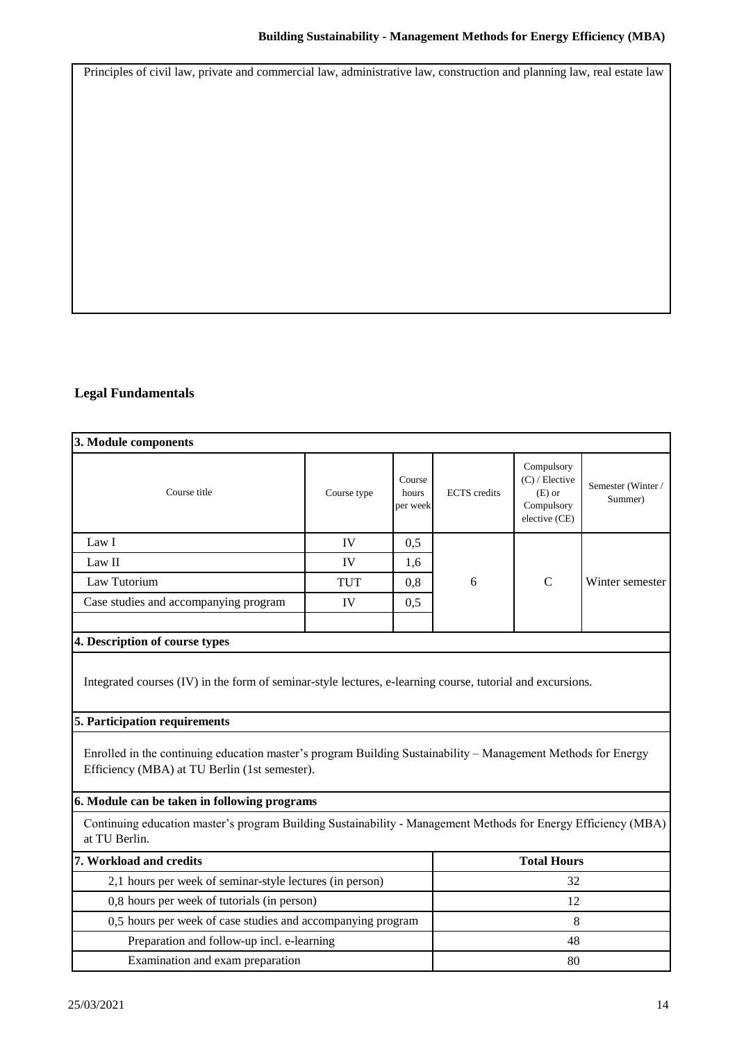Principles of civil law, private and commercial law, administrative law, construction and planning law, real estate law

## Legal Fundamentals

### 3. Module components

| Course title | Course type | Course hours per week | ECTS credits | Compulsory (C) / Elective (E) or Compulsory elective (CE) | Semester (Winter / Summer) |
|---|---|---|---|---|---|
| Law I | IV | 0,5 | 6 | C | Winter semester |
| Law II | IV | 1,6 | | | |
| Law Tutorium | TUT | 0,8 | | | |
| Case studies and accompanying program | IV | 0,5 | | | |

### 4. Description of course types

Integrated courses (IV) in the form of seminar-style lectures, e-learning course, tutorial and excursions.

### 5. Participation requirements

Enrolled in the continuing education master's program Building Sustainability – Management Methods for Energy Efficiency (MBA) at TU Berlin (1st semester).

### 6. Module can be taken in following programs

Continuing education master's program Building Sustainability - Management Methods for Energy Efficiency (MBA) at TU Berlin.

### 7. Workload and credits

| 7. Workload and credits | Total Hours |
|---|---|
| 2,1 hours per week of seminar-style lectures (in person) | 32 |
| 0,8 hours per week of tutorials (in person) | 12 |
| 0,5 hours per week of case studies and accompanying program | 8 |
| Preparation and follow-up incl. e-learning | 48 |
| Examination and exam preparation | 80 |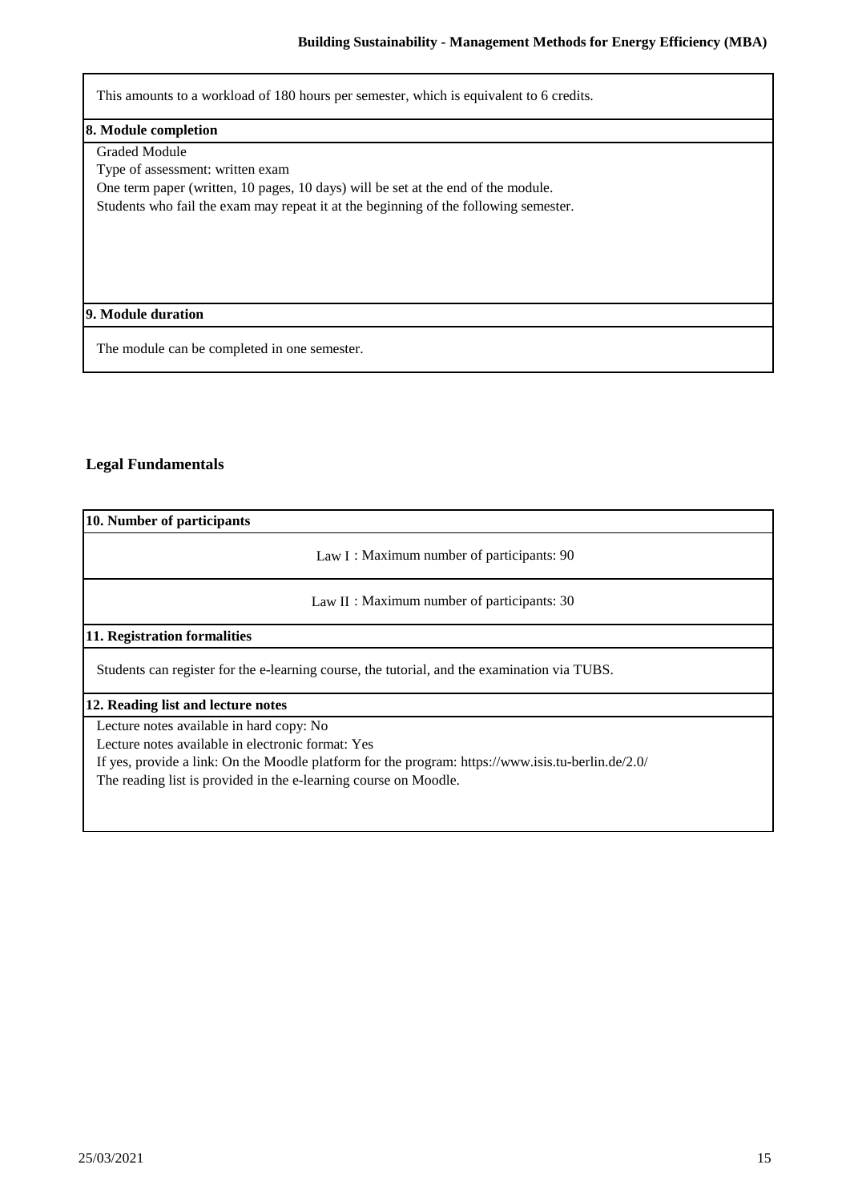This amounts to a workload of 180 hours per semester, which is equivalent to 6 credits.

**8. Module completion**

Graded Module
Type of assessment: written exam
One term paper (written, 10 pages, 10 days) will be set at the end of the module.
Students who fail the exam may repeat it at the beginning of the following semester.

**9. Module duration**

The module can be completed in one semester.

## Legal Fundamentals

**10. Number of participants**

Law I : Maximum number of participants: 90

Law II : Maximum number of participants: 30

**11. Registration formalities**

Students can register for the e-learning course, the tutorial, and the examination via TUBS.

**12. Reading list and lecture notes**

Lecture notes available in hard copy: No
Lecture notes available in electronic format: Yes
If yes, provide a link: On the Moodle platform for the program: https://www.isis.tu-berlin.de/2.0/
The reading list is provided in the e-learning course on Moodle.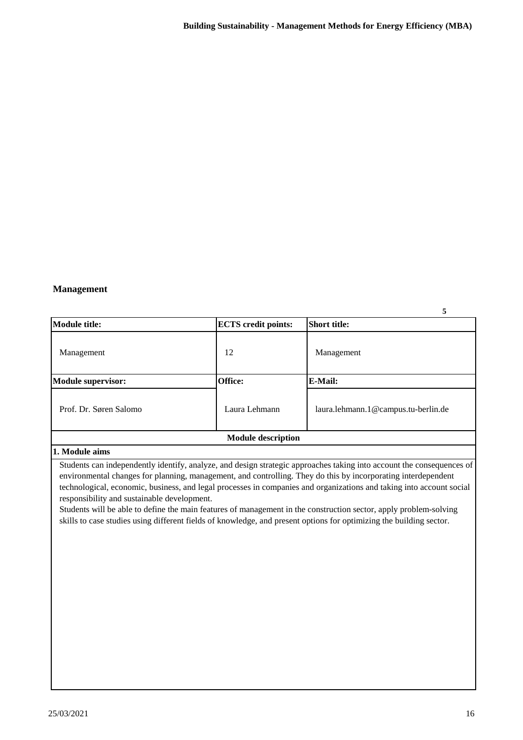## Management

5

| Module title: | ECTS credit points: | Short title: |
| --- | --- | --- |
| Management | 12 | Management |
| **Module supervisor:** | **Office:** | **E-Mail:** |
| Prof. Dr. Søren Salomo | Laura Lehmann | laura.lehmann.1@campus.tu-berlin.de |

**Module description**

**1. Module aims**

Students can independently identify, analyze, and design strategic approaches taking into account the consequences of environmental changes for planning, management, and controlling. They do this by incorporating interdependent technological, economic, business, and legal processes in companies and organizations and taking into account social responsibility and sustainable development.
Students will be able to define the main features of management in the construction sector, apply problem-solving skills to case studies using different fields of knowledge, and present options for optimizing the building sector.

25/03/2021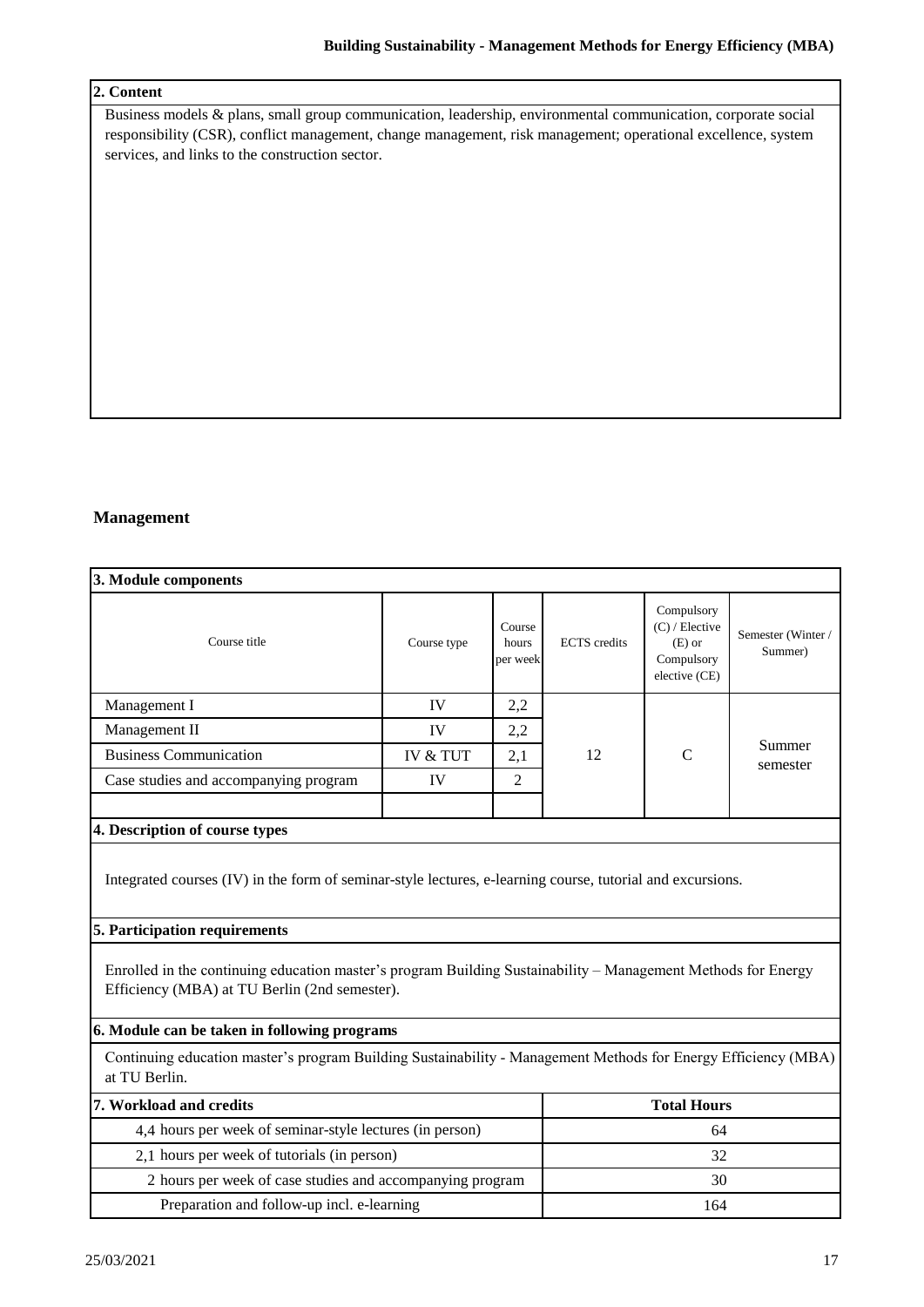## 2. Content

Business models & plans, small group communication, leadership, environmental communication, corporate social responsibility (CSR), conflict management, change management, risk management; operational excellence, system services, and links to the construction sector.

## Management

### 3. Module components

| Course title | Course type | Course hours per week | ECTS credits | Compulsory (C) / Elective (E) or Compulsory elective (CE) | Semester (Winter / Summer) |
|---|---|---|---|---|---|
| Management I | IV | 2,2 | 12 | C | Summer semester |
| Management II | IV | 2,2 | | | |
| Business Communication | IV & TUT | 2,1 | | | |
| Case studies and accompanying program | IV | 2 | | | |

### 4. Description of course types

Integrated courses (IV) in the form of seminar-style lectures, e-learning course, tutorial and excursions.

### 5. Participation requirements

Enrolled in the continuing education master's program Building Sustainability – Management Methods for Energy Efficiency (MBA) at TU Berlin (2nd semester).

### 6. Module can be taken in following programs

Continuing education master's program Building Sustainability - Management Methods for Energy Efficiency (MBA) at TU Berlin.

### 7. Workload and credits

| 7. Workload and credits | Total Hours |
|---|---|
| 4,4 hours per week of seminar-style lectures (in person) | 64 |
| 2,1 hours per week of tutorials (in person) | 32 |
| 2 hours per week of case studies and accompanying program | 30 |
| Preparation and follow-up incl. e-learning | 164 |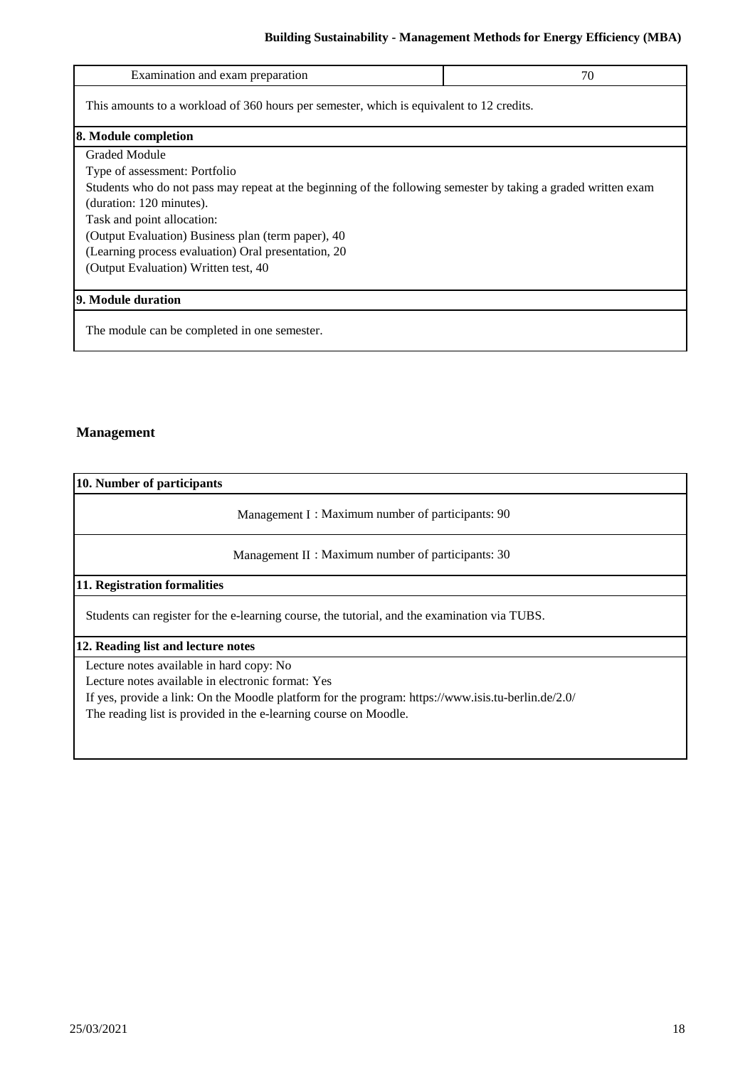| Examination and exam preparation | 70 |
|---|---|

This amounts to a workload of 360 hours per semester, which is equivalent to 12 credits.

**8. Module completion**

Graded Module
Type of assessment: Portfolio
Students who do not pass may repeat at the beginning of the following semester by taking a graded written exam (duration: 120 minutes).
Task and point allocation:
(Output Evaluation) Business plan (term paper), 40
(Learning process evaluation) Oral presentation, 20
(Output Evaluation) Written test, 40

**9. Module duration**

The module can be completed in one semester.

## Management

**10. Number of participants**

Management I : Maximum number of participants: 90

Management II : Maximum number of participants: 30

**11. Registration formalities**

Students can register for the e-learning course, the tutorial, and the examination via TUBS.

**12. Reading list and lecture notes**

Lecture notes available in hard copy: No
Lecture notes available in electronic format: Yes
If yes, provide a link: On the Moodle platform for the program: https://www.isis.tu-berlin.de/2.0/
The reading list is provided in the e-learning course on Moodle.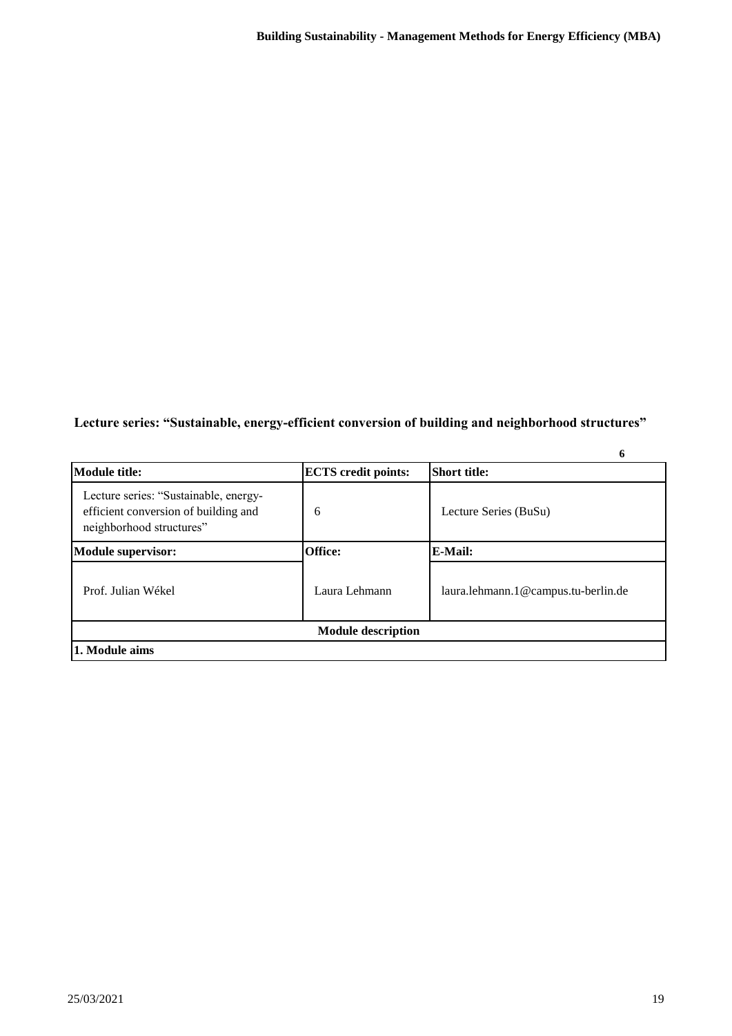**Lecture series: "Sustainable, energy-efficient conversion of building and neighborhood structures"**

**6**

| **Module title:** | **ECTS credit points:** | **Short title:** |
|---|---|---|
| Lecture series: "Sustainable, energy-efficient conversion of building and neighborhood structures" | 6 | Lecture Series (BuSu) |
| **Module supervisor:** | **Office:** | **E-Mail:** |
| Prof. Julian Wékel | Laura Lehmann | laura.lehmann.1@campus.tu-berlin.de |
| **Module description** | | |
| **1. Module aims** | | |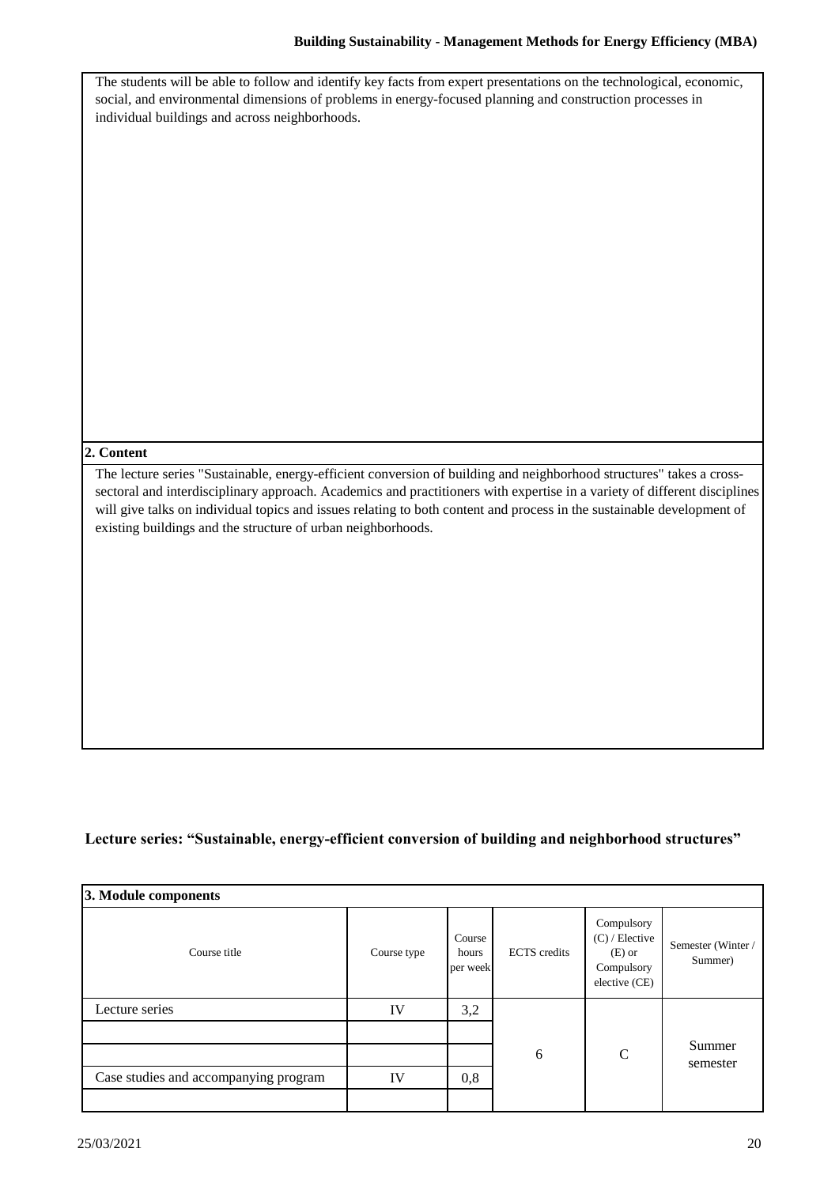The students will be able to follow and identify key facts from expert presentations on the technological, economic, social, and environmental dimensions of problems in energy-focused planning and construction processes in individual buildings and across neighborhoods.

**2. Content**

The lecture series "Sustainable, energy-efficient conversion of building and neighborhood structures" takes a cross-sectoral and interdisciplinary approach. Academics and practitioners with expertise in a variety of different disciplines will give talks on individual topics and issues relating to both content and process in the sustainable development of existing buildings and the structure of urban neighborhoods.

**Lecture series: "Sustainable, energy-efficient conversion of building and neighborhood structures"**

**3. Module components**

| Course title | Course type | Course hours per week | ECTS credits | Compulsory (C) / Elective (E) or Compulsory elective (CE) | Semester (Winter / Summer) |
|---|---|---|---|---|---|
| Lecture series | IV | 3,2 | 6 | C | Summer semester |
| | | | | | |
| | | | | | |
| Case studies and accompanying program | IV | 0,8 | | | |
| | | | | | |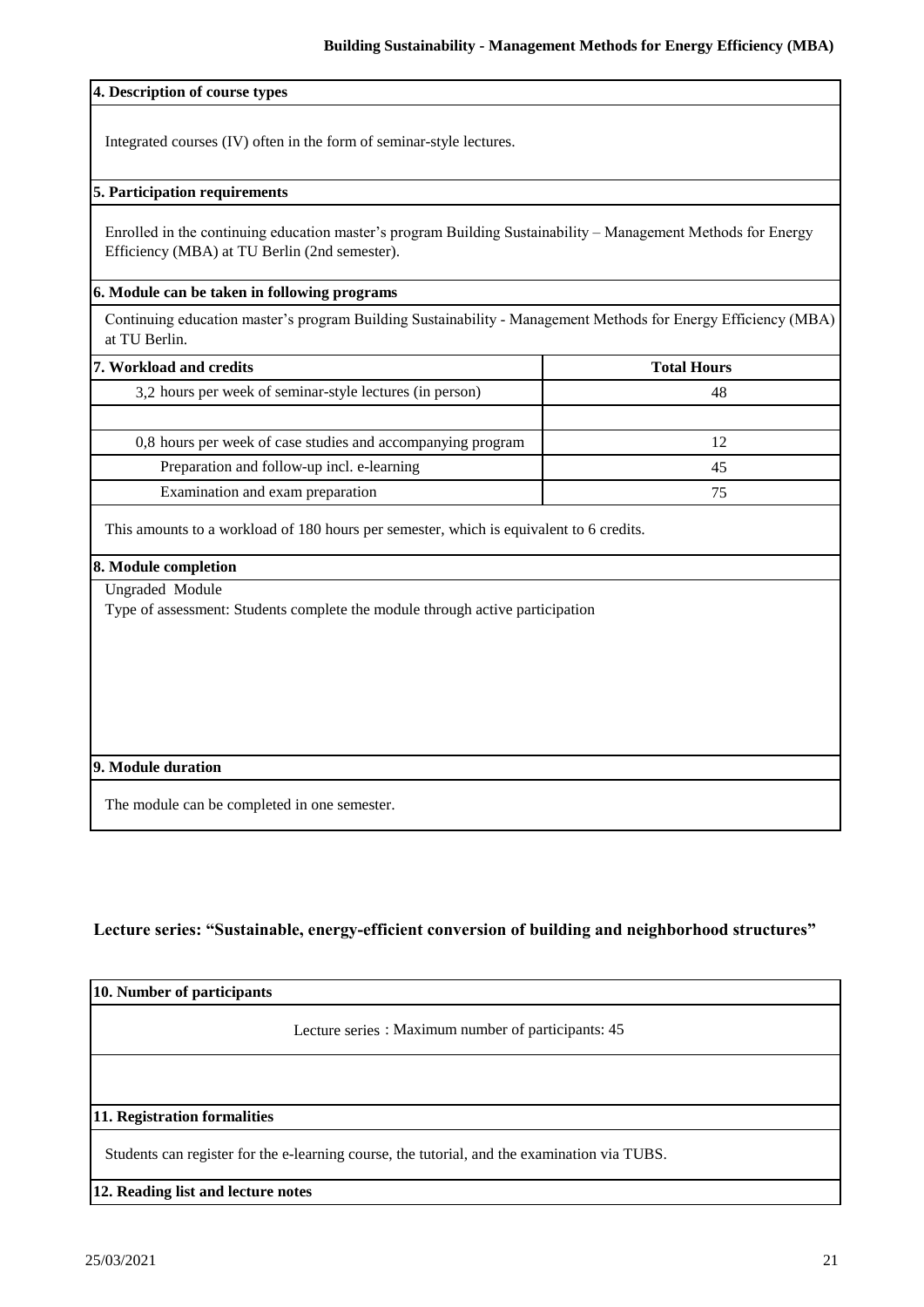#### 4. Description of course types

Integrated courses (IV) often in the form of seminar-style lectures.

#### 5. Participation requirements

Enrolled in the continuing education master’s program Building Sustainability – Management Methods for Energy Efficiency (MBA) at TU Berlin (2nd semester).

#### 6. Module can be taken in following programs

Continuing education master’s program Building Sustainability - Management Methods for Energy Efficiency (MBA) at TU Berlin.

#### 7. Workload and credits

| 7. Workload and credits | Total Hours |
|---|---|
| 3,2 hours per week of seminar-style lectures (in person) | 48 |
| | |
| 0,8 hours per week of case studies and accompanying program | 12 |
| Preparation and follow-up incl. e-learning | 45 |
| Examination and exam preparation | 75 |

This amounts to a workload of 180 hours per semester, which is equivalent to 6 credits.

#### 8. Module completion

Ungraded Module

Type of assessment: Students complete the module through active participation

#### 9. Module duration

The module can be completed in one semester.

### Lecture series: “Sustainable, energy-efficient conversion of building and neighborhood structures”

#### 10. Number of participants

Lecture series : Maximum number of participants: 45

#### 11. Registration formalities

Students can register for the e-learning course, the tutorial, and the examination via TUBS.

#### 12. Reading list and lecture notes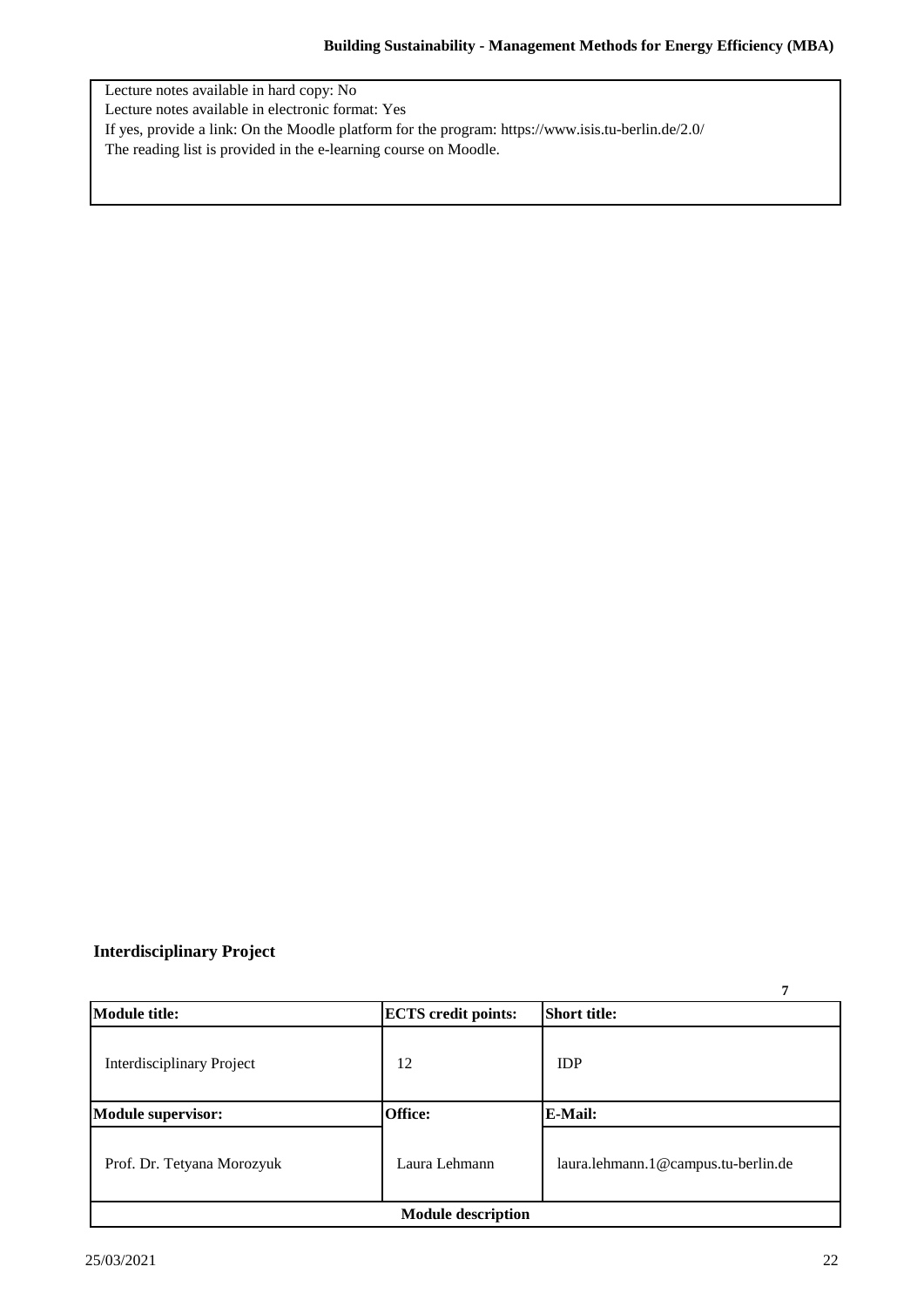Lecture notes available in hard copy: No
Lecture notes available in electronic format: Yes
If yes, provide a link: On the Moodle platform for the program: https://www.isis.tu-berlin.de/2.0/
The reading list is provided in the e-learning course on Moodle.

## Interdisciplinary Project

7

| Module title: | ECTS credit points: | Short title: |
|---|---|---|
| Interdisciplinary Project | 12 | IDP |
| **Module supervisor:** | **Office:** | **E-Mail:** |
| Prof. Dr. Tetyana Morozyuk | Laura Lehmann | laura.lehmann.1@campus.tu-berlin.de |
| **Module description** | | |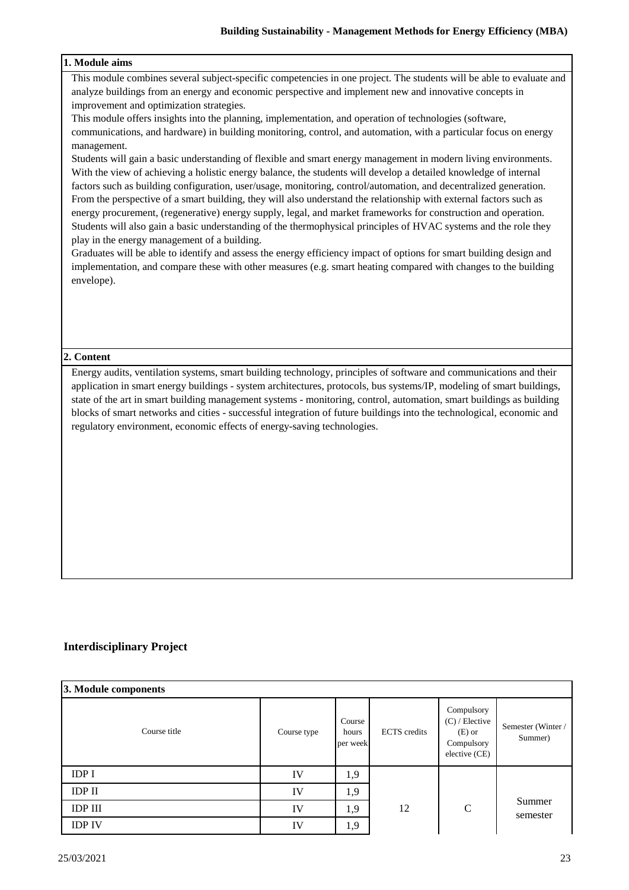## Building Sustainability - Management Methods for Energy Efficiency (MBA)

### 1. Module aims

This module combines several subject-specific competencies in one project. The students will be able to evaluate and analyze buildings from an energy and economic perspective and implement new and innovative concepts in improvement and optimization strategies.
This module offers insights into the planning, implementation, and operation of technologies (software, communications, and hardware) in building monitoring, control, and automation, with a particular focus on energy management.
Students will gain a basic understanding of flexible and smart energy management in modern living environments. With the view of achieving a holistic energy balance, the students will develop a detailed knowledge of internal factors such as building configuration, user/usage, monitoring, control/automation, and decentralized generation. From the perspective of a smart building, they will also understand the relationship with external factors such as energy procurement, (regenerative) energy supply, legal, and market frameworks for construction and operation. Students will also gain a basic understanding of the thermophysical principles of HVAC systems and the role they play in the energy management of a building.
Graduates will be able to identify and assess the energy efficiency impact of options for smart building design and implementation, and compare these with other measures (e.g. smart heating compared with changes to the building envelope).

### 2. Content

Energy audits, ventilation systems, smart building technology, principles of software and communications and their application in smart energy buildings - system architectures, protocols, bus systems/IP, modeling of smart buildings, state of the art in smart building management systems - monitoring, control, automation, smart buildings as building blocks of smart networks and cities - successful integration of future buildings into the technological, economic and regulatory environment, economic effects of energy-saving technologies.

## Interdisciplinary Project

### 3. Module components

| Course title | Course type | Course hours per week | ECTS credits | Compulsory (C) / Elective (E) or Compulsory elective (CE) | Semester (Winter / Summer) |
|---|---|---|---|---|---|
| IDP I | IV | 1,9 | 12 | C | Summer semester |
| IDP II | IV | 1,9 | | | |
| IDP III | IV | 1,9 | | | |
| IDP IV | IV | 1,9 | | | |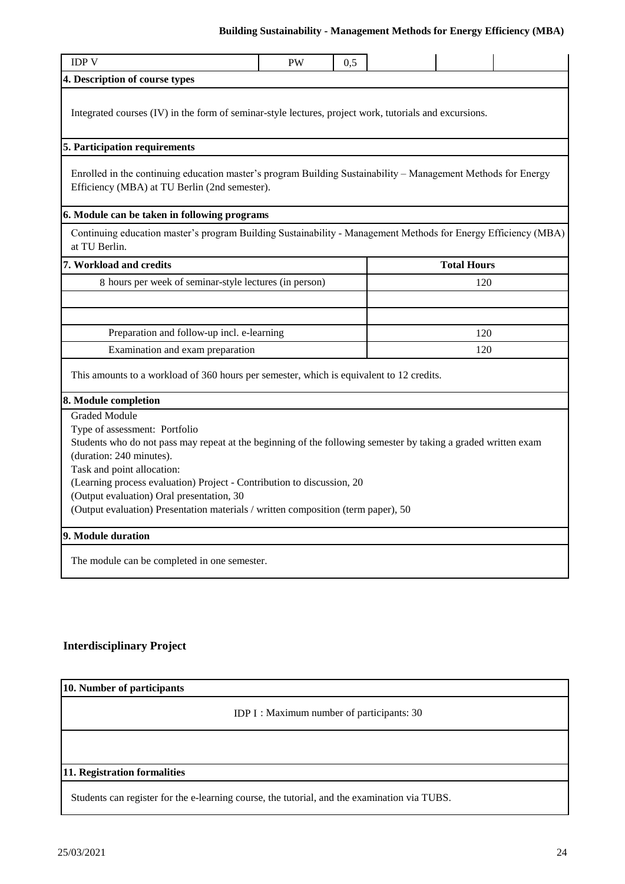| IDP V | PW | 0,5 | | | |
|---|---|---|---|---|---|

**4. Description of course types**

Integrated courses (IV) in the form of seminar-style lectures, project work, tutorials and excursions.

**5. Participation requirements**

Enrolled in the continuing education master's program Building Sustainability – Management Methods for Energy Efficiency (MBA) at TU Berlin (2nd semester).

**6. Module can be taken in following programs**

Continuing education master's program Building Sustainability - Management Methods for Energy Efficiency (MBA) at TU Berlin.

| 7. Workload and credits | Total Hours |
|---|---|
| 8 hours per week of seminar-style lectures (in person) | 120 |
| | |
| | |
| Preparation and follow-up incl. e-learning | 120 |
| Examination and exam preparation | 120 |

This amounts to a workload of 360 hours per semester, which is equivalent to 12 credits.

**8. Module completion**

Graded Module
Type of assessment: Portfolio
Students who do not pass may repeat at the beginning of the following semester by taking a graded written exam (duration: 240 minutes).
Task and point allocation:
(Learning process evaluation) Project - Contribution to discussion, 20
(Output evaluation) Oral presentation, 30
(Output evaluation) Presentation materials / written composition (term paper), 50

**9. Module duration**

The module can be completed in one semester.

## Interdisciplinary Project

**10. Number of participants**

IDP I : Maximum number of participants: 30

**11. Registration formalities**

Students can register for the e-learning course, the tutorial, and the examination via TUBS.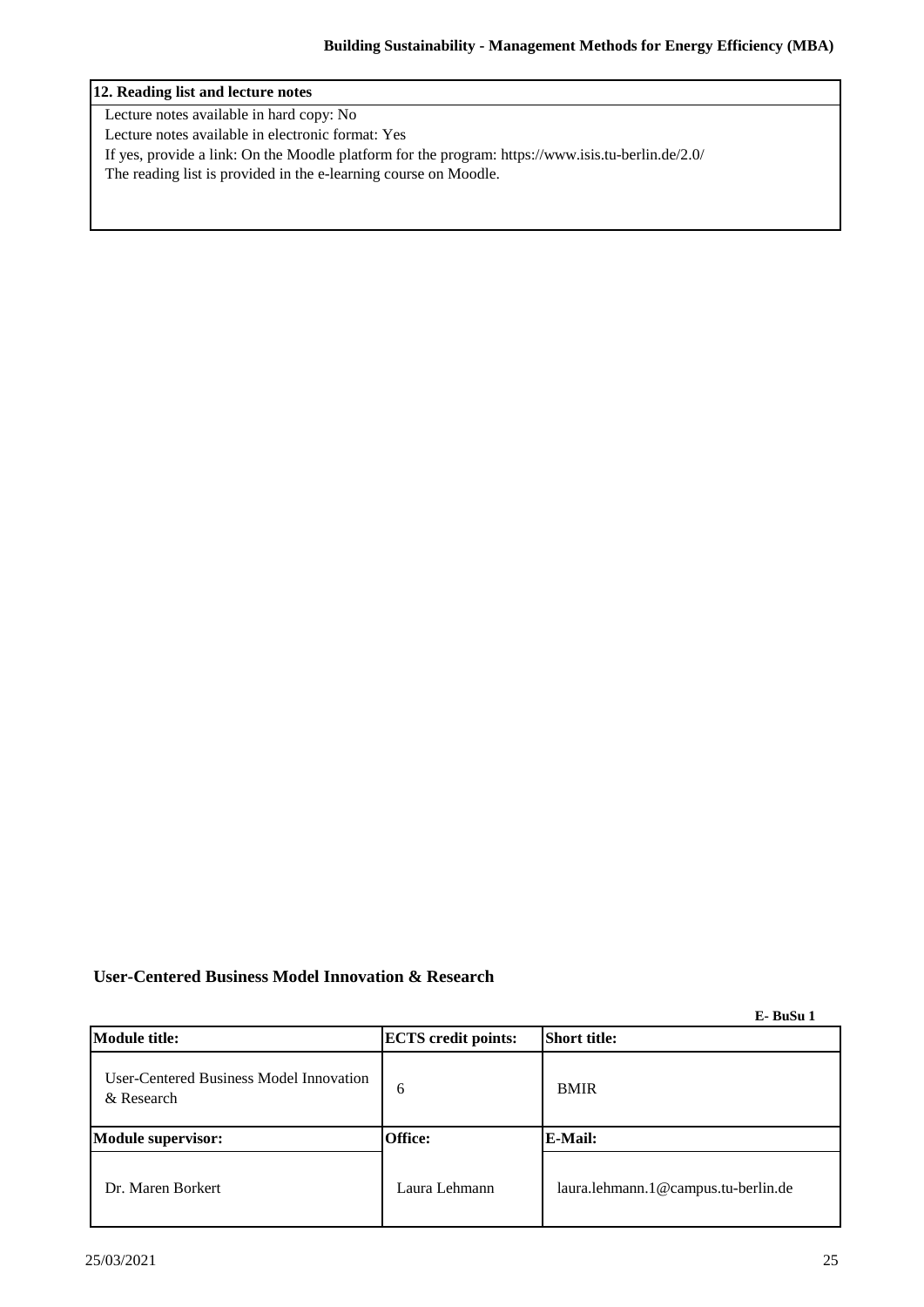| 12. Reading list and lecture notes |
|---|
| Lecture notes available in hard copy: No<br>Lecture notes available in electronic format: Yes<br>If yes, provide a link: On the Moodle platform for the program: https://www.isis.tu-berlin.de/2.0/<br>The reading list is provided in the e-learning course on Moodle. |

## User-Centered Business Model Innovation & Research

**E- BuSu 1**

| Module title: | ECTS credit points: | Short title: |
|---|---|---|
| User-Centered Business Model Innovation & Research | 6 | BMIR |
| **Module supervisor:** | **Office:** | **E-Mail:** |
| Dr. Maren Borkert | Laura Lehmann | laura.lehmann.1@campus.tu-berlin.de |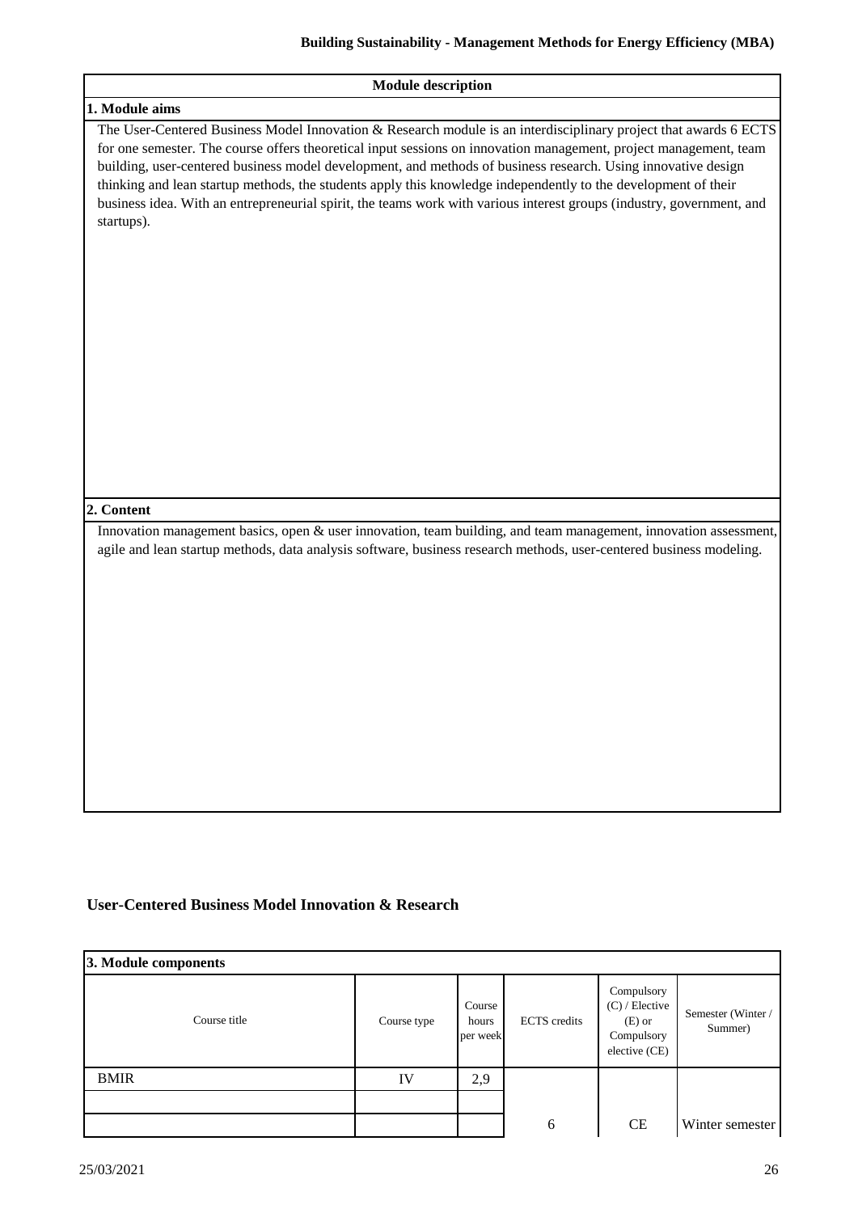## Module description

### 1. Module aims

The User-Centered Business Model Innovation & Research module is an interdisciplinary project that awards 6 ECTS for one semester. The course offers theoretical input sessions on innovation management, project management, team building, user-centered business model development, and methods of business research. Using innovative design thinking and lean startup methods, the students apply this knowledge independently to the development of their business idea. With an entrepreneurial spirit, the teams work with various interest groups (industry, government, and startups).

### 2. Content

Innovation management basics, open & user innovation, team building, and team management, innovation assessment, agile and lean startup methods, data analysis software, business research methods, user-centered business modeling.

## User-Centered Business Model Innovation & Research

### 3. Module components

| Course title | Course type | Course hours per week | ECTS credits | Compulsory (C) / Elective (E) or Compulsory elective (CE) | Semester (Winter / Summer) |
|---|---|---|---|---|---|
| BMIR | IV | 2,9 | 6 | CE | Winter semester |
| | | | | | |
| | | | | | |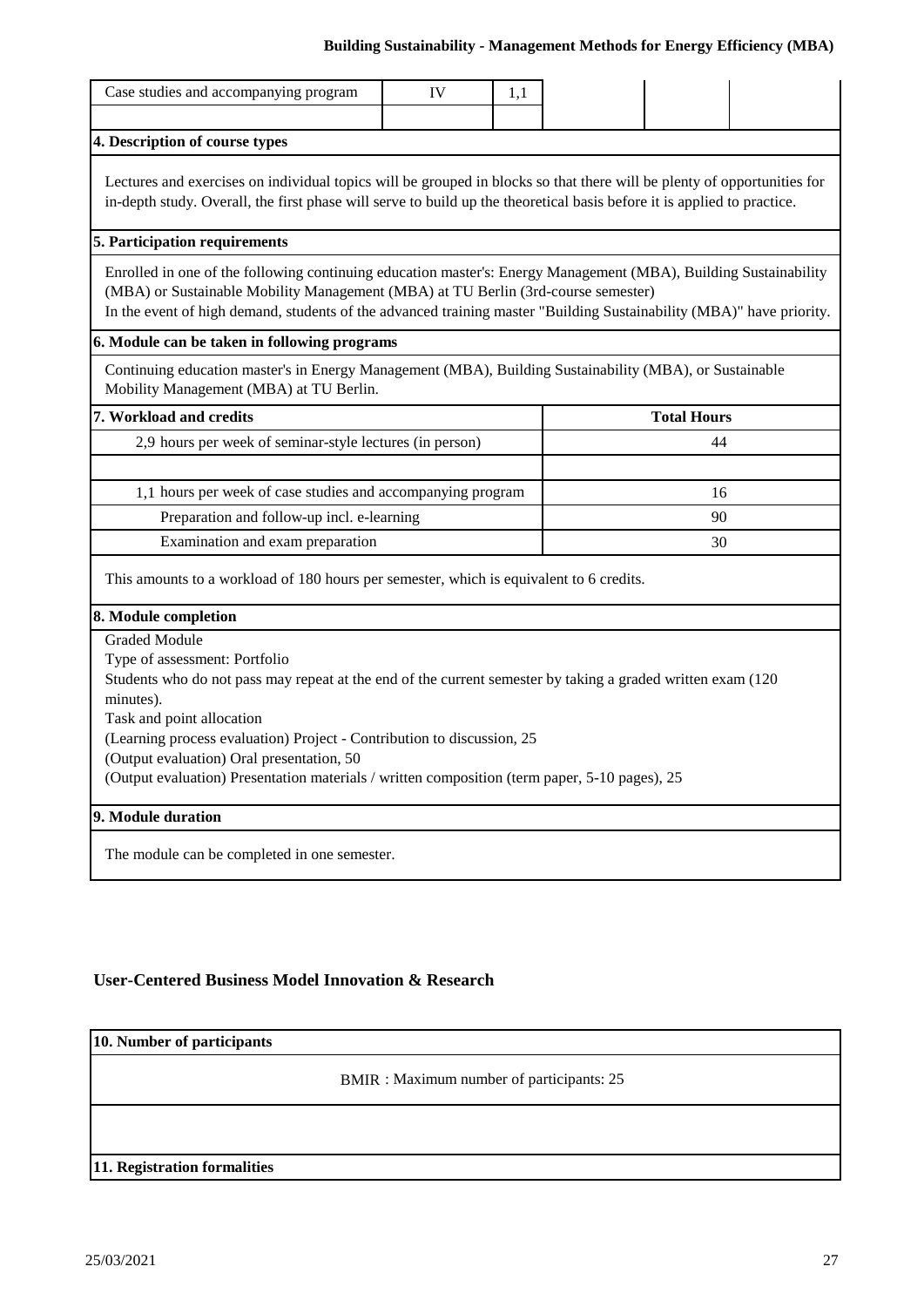| Case studies and accompanying program | IV | 1,1 | | | |
|---|---|---|---|---|---|
| | | | | | |

**4. Description of course types**

Lectures and exercises on individual topics will be grouped in blocks so that there will be plenty of opportunities for in-depth study. Overall, the first phase will serve to build up the theoretical basis before it is applied to practice.

**5. Participation requirements**

Enrolled in one of the following continuing education master's: Energy Management (MBA), Building Sustainability (MBA) or Sustainable Mobility Management (MBA) at TU Berlin (3rd-course semester)
In the event of high demand, students of the advanced training master "Building Sustainability (MBA)" have priority.

**6. Module can be taken in following programs**

Continuing education master's in Energy Management (MBA), Building Sustainability (MBA), or Sustainable Mobility Management (MBA) at TU Berlin.

**7. Workload and credits**

| | Total Hours |
|---|---|
| 2,9 hours per week of seminar-style lectures (in person) | 44 |
| | |
| 1,1 hours per week of case studies and accompanying program | 16 |
| Preparation and follow-up incl. e-learning | 90 |
| Examination and exam preparation | 30 |

This amounts to a workload of 180 hours per semester, which is equivalent to 6 credits.

**8. Module completion**

Graded Module
Type of assessment: Portfolio
Students who do not pass may repeat at the end of the current semester by taking a graded written exam (120 minutes).
Task and point allocation
(Learning process evaluation) Project - Contribution to discussion, 25
(Output evaluation) Oral presentation, 50
(Output evaluation) Presentation materials / written composition (term paper, 5-10 pages), 25

**9. Module duration**

The module can be completed in one semester.

## User-Centered Business Model Innovation & Research

**10. Number of participants**

BMIR : Maximum number of participants: 25

**11. Registration formalities**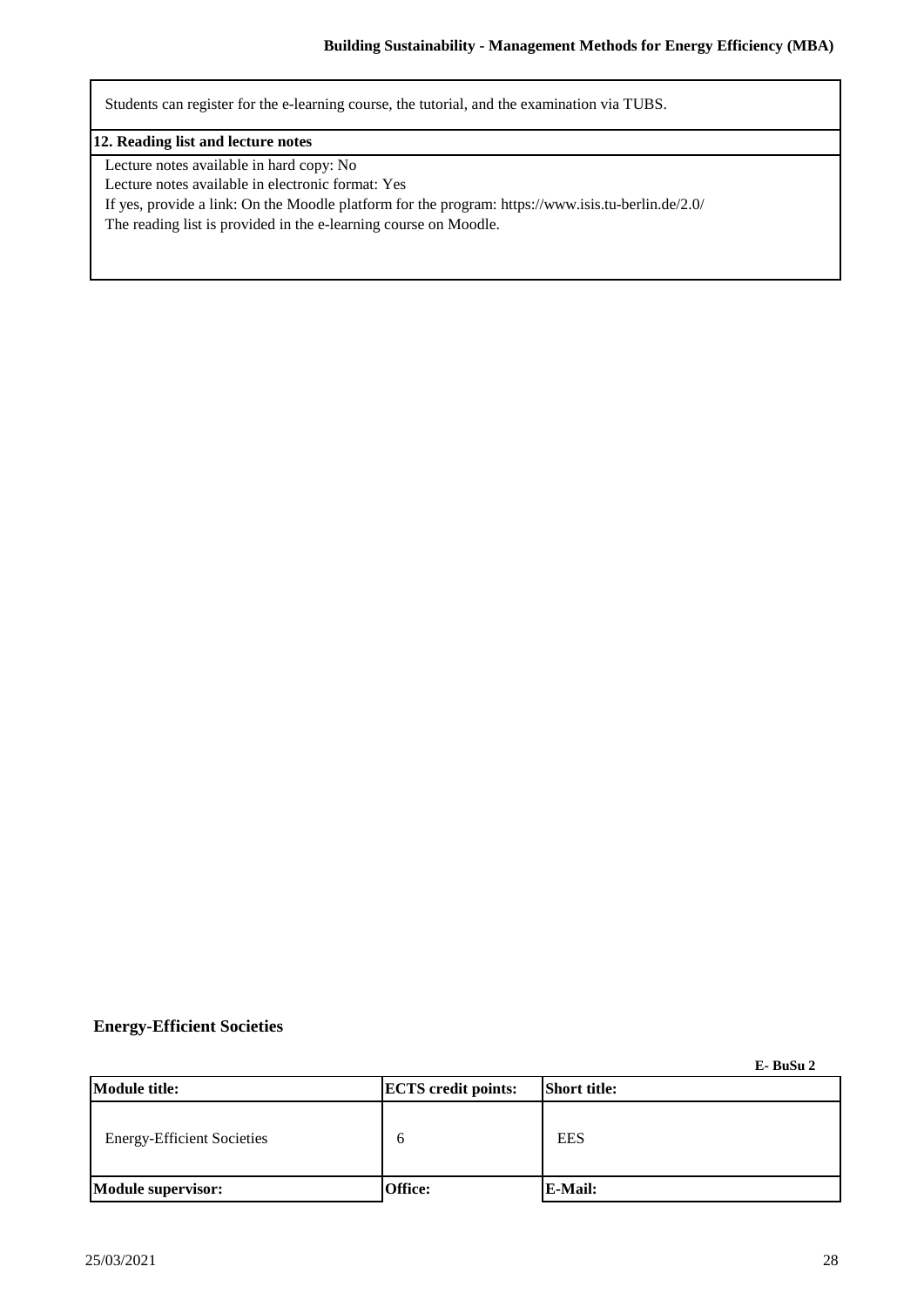Students can register for the e-learning course, the tutorial, and the examination via TUBS.

**12. Reading list and lecture notes**

Lecture notes available in hard copy: No
Lecture notes available in electronic format: Yes
If yes, provide a link: On the Moodle platform for the program: https://www.isis.tu-berlin.de/2.0/
The reading list is provided in the e-learning course on Moodle.

## Energy-Efficient Societies

**E- BuSu 2**

| **Module title:** | **ECTS credit points:** | **Short title:** |
|---|---|---|
| Energy-Efficient Societies | 6 | EES |
| **Module supervisor:** | **Office:** | **E-Mail:** |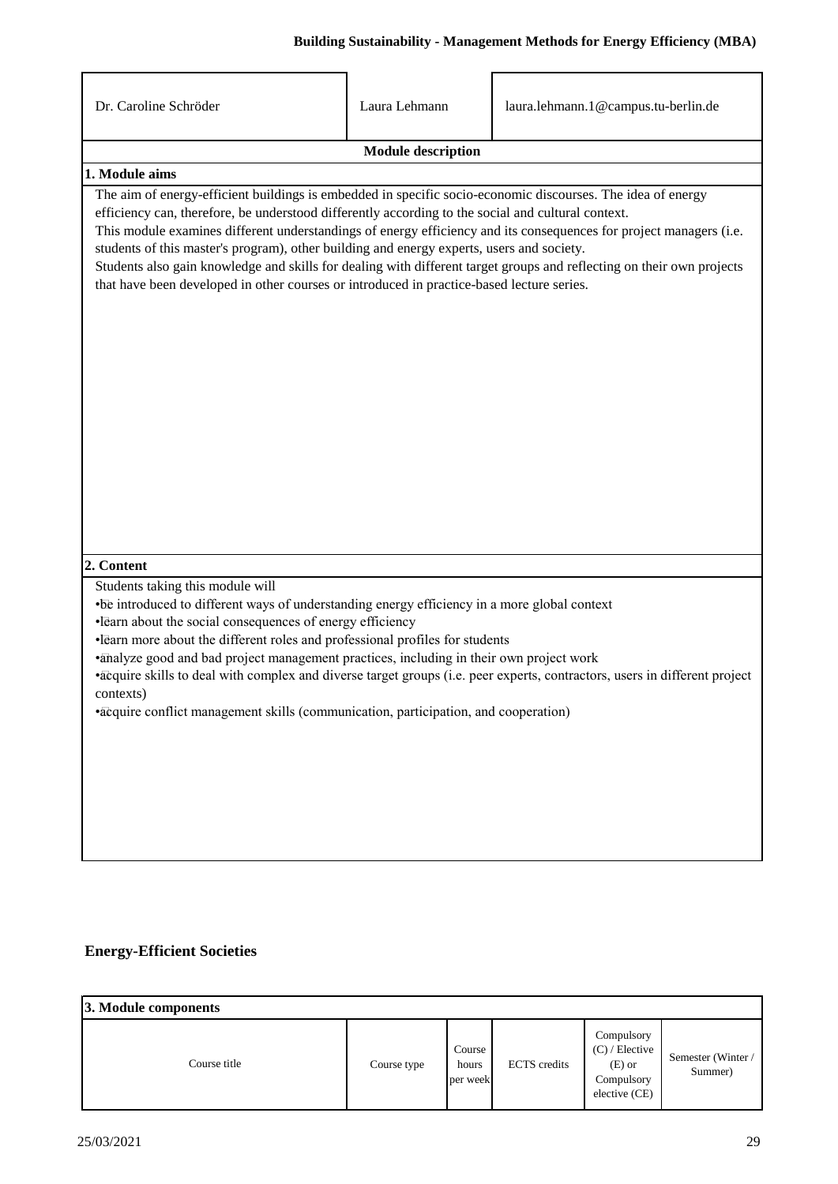| Dr. Caroline Schröder | Laura Lehmann | laura.lehmann.1@campus.tu-berlin.de |
|---|---|---|

**Module description**

**1. Module aims**

The aim of energy-efficient buildings is embedded in specific socio-economic discourses. The idea of energy efficiency can, therefore, be understood differently according to the social and cultural context.
This module examines different understandings of energy efficiency and its consequences for project managers (i.e. students of this master's program), other building and energy experts, users and society.
Students also gain knowledge and skills for dealing with different target groups and reflecting on their own projects that have been developed in other courses or introduced in practice-based lecture series.

**2. Content**

Students taking this module will

- be introduced to different ways of understanding energy efficiency in a more global context
- learn about the social consequences of energy efficiency
- learn more about the different roles and professional profiles for students
- analyze good and bad project management practices, including in their own project work
- acquire skills to deal with complex and diverse target groups (i.e. peer experts, contractors, users in different project contexts)
- acquire conflict management skills (communication, participation, and cooperation)

**Energy-Efficient Societies**

**3. Module components**

| Course title | Course type | Course hours per week | ECTS credits | Compulsory (C) / Elective (E) or Compulsory elective (CE) | Semester (Winter / Summer) |
|---|---|---|---|---|---|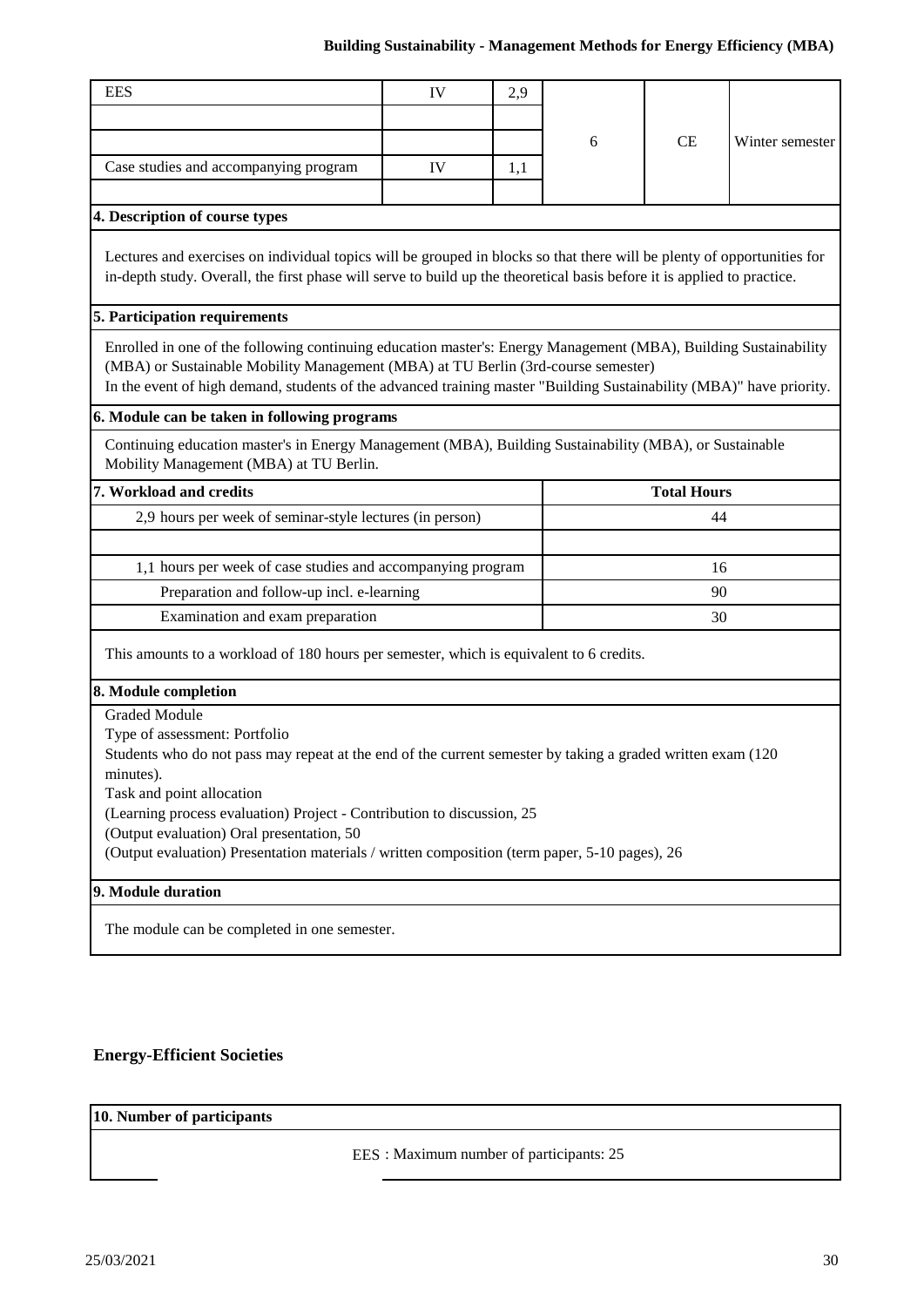| EES | IV | 2,9 | 6 | CE | Winter semester |
|---|---|---|---|---|---|
| | | | | | |
| | | | | | |
| Case studies and accompanying program | IV | 1,1 | | | |
| | | | | | |

**4. Description of course types**

Lectures and exercises on individual topics will be grouped in blocks so that there will be plenty of opportunities for in-depth study. Overall, the first phase will serve to build up the theoretical basis before it is applied to practice.

**5. Participation requirements**

Enrolled in one of the following continuing education master's: Energy Management (MBA), Building Sustainability (MBA) or Sustainable Mobility Management (MBA) at TU Berlin (3rd-course semester)
In the event of high demand, students of the advanced training master "Building Sustainability (MBA)" have priority.

**6. Module can be taken in following programs**

Continuing education master's in Energy Management (MBA), Building Sustainability (MBA), or Sustainable Mobility Management (MBA) at TU Berlin.

**7. Workload and credits**

| 7. Workload and credits | Total Hours |
|---|---|
| 2,9 hours per week of seminar-style lectures (in person) | 44 |
| | |
| 1,1 hours per week of case studies and accompanying program | 16 |
| Preparation and follow-up incl. e-learning | 90 |
| Examination and exam preparation | 30 |

This amounts to a workload of 180 hours per semester, which is equivalent to 6 credits.

**8. Module completion**

Graded Module
Type of assessment: Portfolio
Students who do not pass may repeat at the end of the current semester by taking a graded written exam (120 minutes).
Task and point allocation
(Learning process evaluation) Project - Contribution to discussion, 25
(Output evaluation) Oral presentation, 50
(Output evaluation) Presentation materials / written composition (term paper, 5-10 pages), 26

**9. Module duration**

The module can be completed in one semester.

## Energy-Efficient Societies

**10. Number of participants**

EES : Maximum number of participants: 25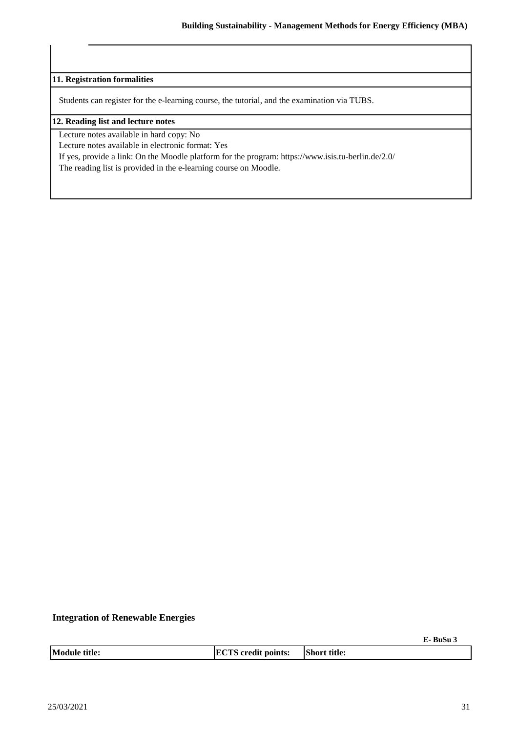## 11. Registration formalities

Students can register for the e-learning course, the tutorial, and the examination via TUBS.

## 12. Reading list and lecture notes

Lecture notes available in hard copy: No

Lecture notes available in electronic format: Yes

If yes, provide a link: On the Moodle platform for the program: https://www.isis.tu-berlin.de/2.0/

The reading list is provided in the e-learning course on Moodle.

# Integration of Renewable Energies

| Module title: | ECTS credit points: | Short title: |
|---|---|---|
| | | E- BuSu 3 |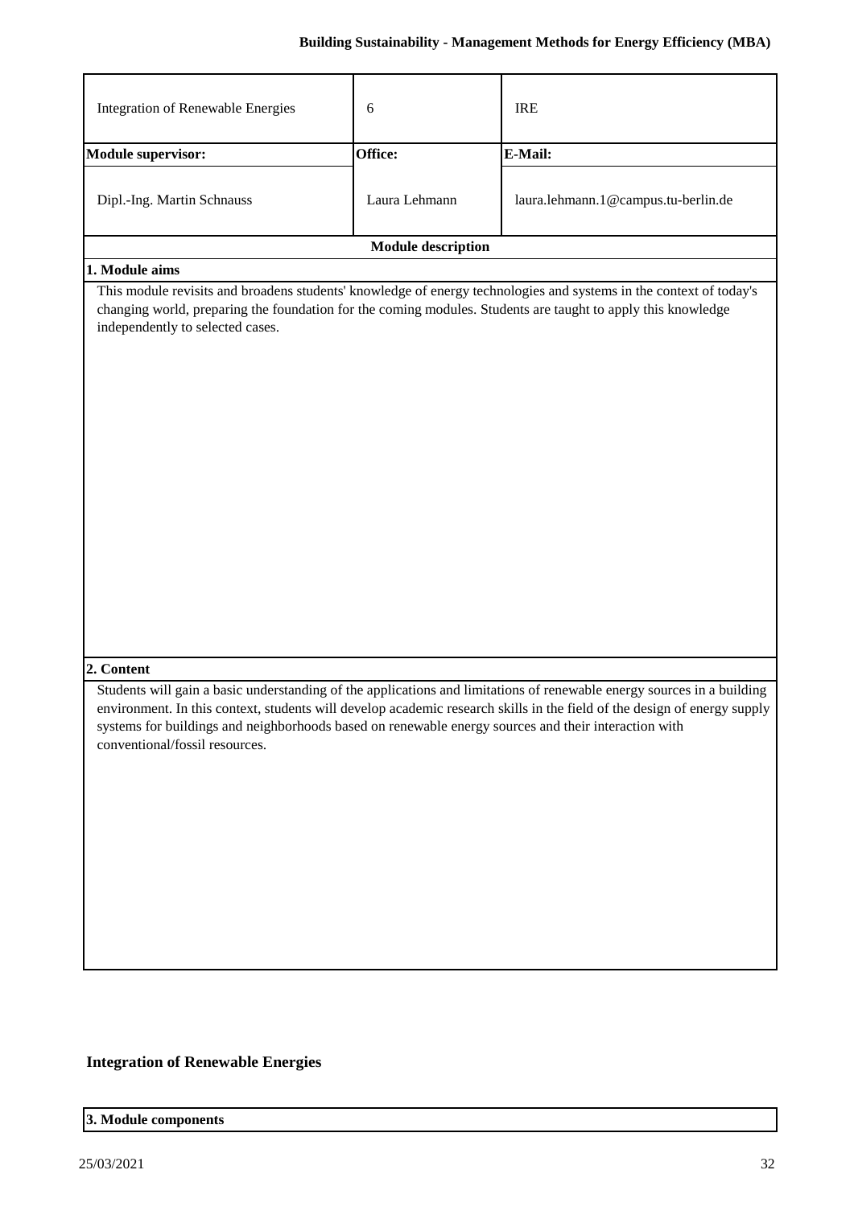| Integration of Renewable Energies | 6 | IRE |
| --- | --- | --- |
| **Module supervisor:** | **Office:** | **E-Mail:** |
| Dipl.-Ing. Martin Schnauss | Laura Lehmann | laura.lehmann.1@campus.tu-berlin.de |

**Module description**

**1. Module aims**

This module revisits and broadens students' knowledge of energy technologies and systems in the context of today's changing world, preparing the foundation for the coming modules. Students are taught to apply this knowledge independently to selected cases.

**2. Content**

Students will gain a basic understanding of the applications and limitations of renewable energy sources in a building environment. In this context, students will develop academic research skills in the field of the design of energy supply systems for buildings and neighborhoods based on renewable energy sources and their interaction with conventional/fossil resources.

**Integration of Renewable Energies**

**3. Module components**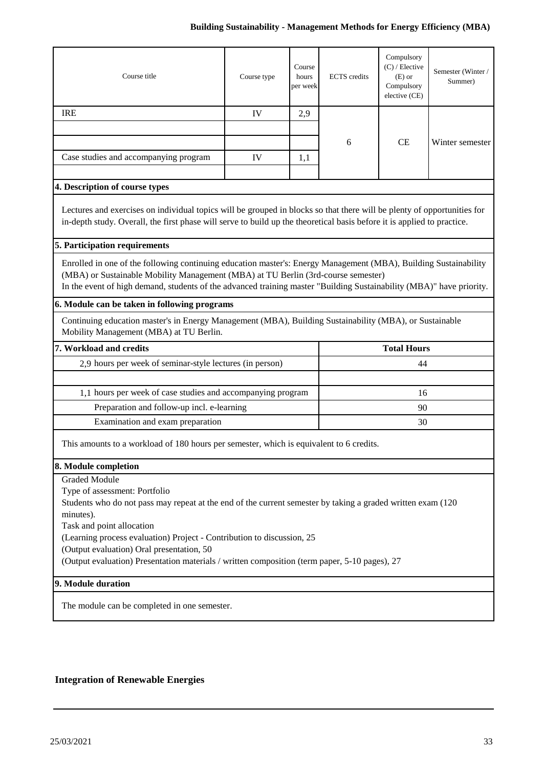| Course title | Course type | Course hours per week | ECTS credits | Compulsory (C) / Elective (E) or Compulsory elective (CE) | Semester (Winter / Summer) |
|---|---|---|---|---|---|
| IRE | IV | 2,9 | 6 | CE | Winter semester |
| | | | | | |
| | | | | | |
| Case studies and accompanying program | IV | 1,1 | | | |
| | | | | | |

**4. Description of course types**

Lectures and exercises on individual topics will be grouped in blocks so that there will be plenty of opportunities for in-depth study. Overall, the first phase will serve to build up the theoretical basis before it is applied to practice.

**5. Participation requirements**

Enrolled in one of the following continuing education master's: Energy Management (MBA), Building Sustainability (MBA) or Sustainable Mobility Management (MBA) at TU Berlin (3rd-course semester)
In the event of high demand, students of the advanced training master "Building Sustainability (MBA)" have priority.

**6. Module can be taken in following programs**

Continuing education master's in Energy Management (MBA), Building Sustainability (MBA), or Sustainable Mobility Management (MBA) at TU Berlin.

| 7. Workload and credits | Total Hours |
|---|---|
| 2,9 hours per week of seminar-style lectures (in person) | 44 |
| | |
| 1,1 hours per week of case studies and accompanying program | 16 |
| Preparation and follow-up incl. e-learning | 90 |
| Examination and exam preparation | 30 |

This amounts to a workload of 180 hours per semester, which is equivalent to 6 credits.

**8. Module completion**

Graded Module
Type of assessment: Portfolio
Students who do not pass may repeat at the end of the current semester by taking a graded written exam (120 minutes).
Task and point allocation
(Learning process evaluation) Project - Contribution to discussion, 25
(Output evaluation) Oral presentation, 50
(Output evaluation) Presentation materials / written composition (term paper, 5-10 pages), 27

**9. Module duration**

The module can be completed in one semester.

**Integration of Renewable Energies**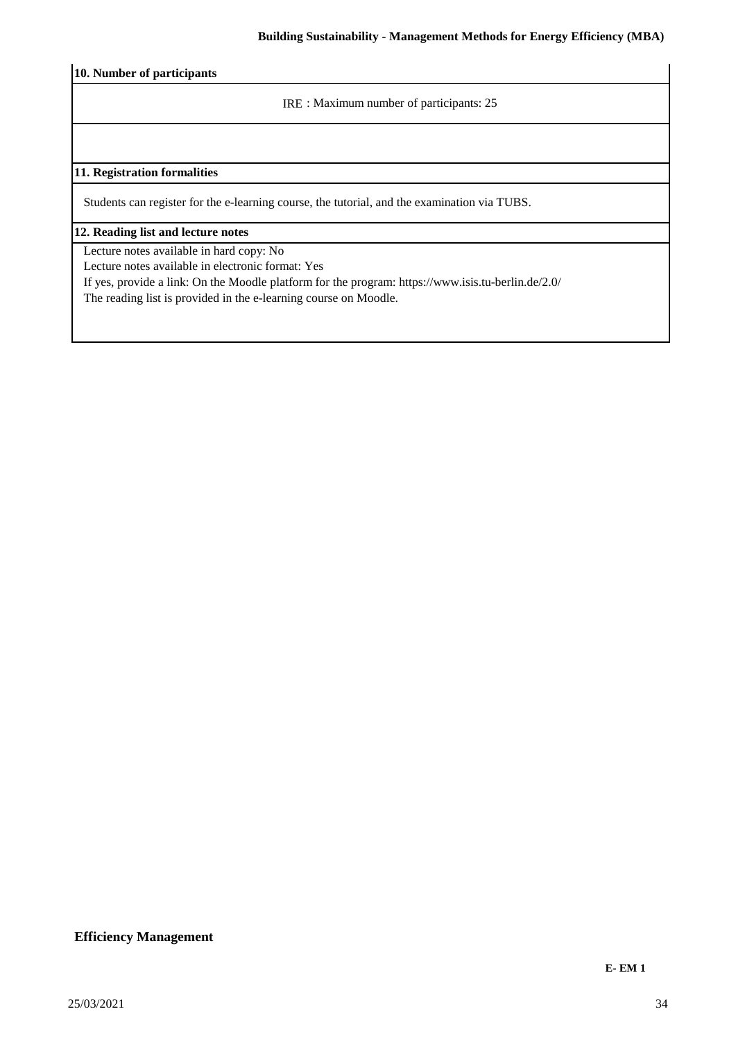**10. Number of participants**

IRE : Maximum number of participants: 25

**11. Registration formalities**

Students can register for the e-learning course, the tutorial, and the examination via TUBS.

**12. Reading list and lecture notes**

Lecture notes available in hard copy: No
Lecture notes available in electronic format: Yes
If yes, provide a link: On the Moodle platform for the program: https://www.isis.tu-berlin.de/2.0/
The reading list is provided in the e-learning course on Moodle.

**Efficiency Management**

**E- EM 1**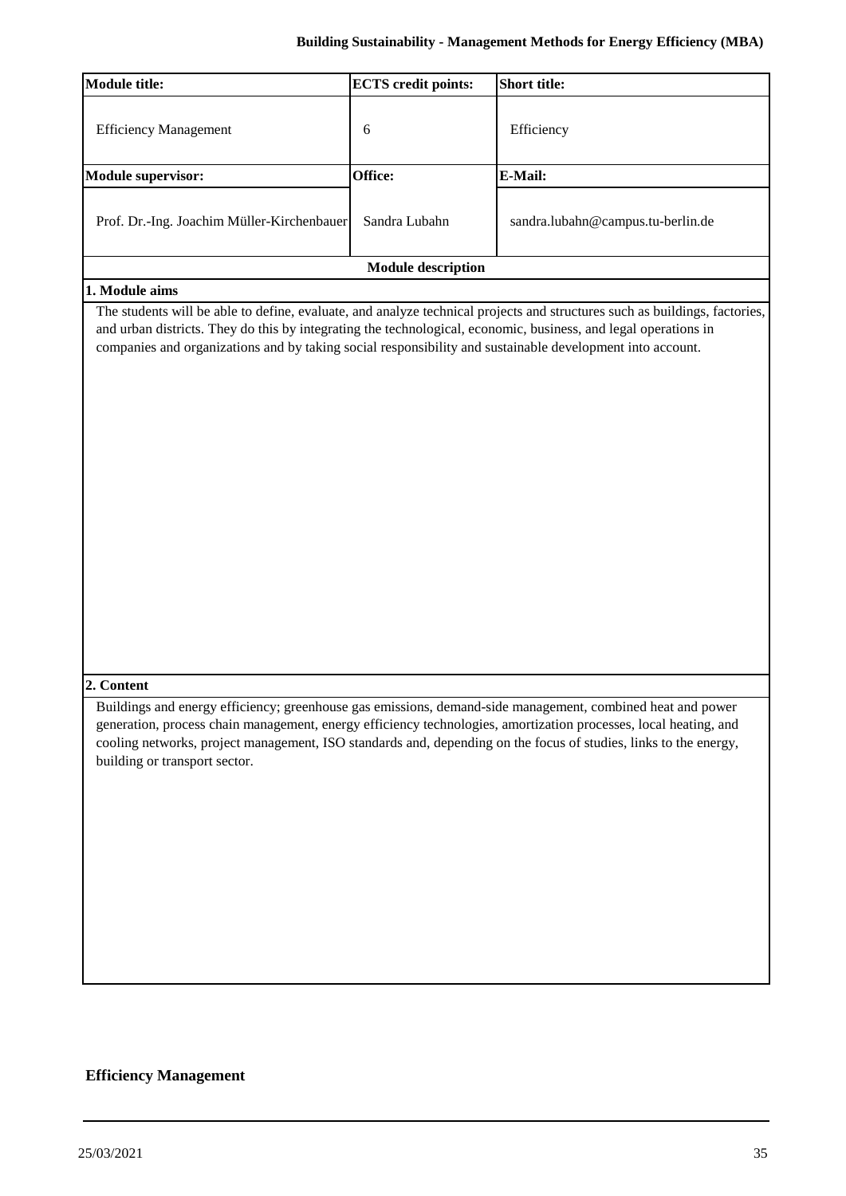| Module title: | ECTS credit points: | Short title: |
|---|---|---|
| Efficiency Management | 6 | Efficiency |
| **Module supervisor:** | **Office:** | **E-Mail:** |
| Prof. Dr.-Ing. Joachim Müller-Kirchenbauer | Sandra Lubahn | sandra.lubahn@campus.tu-berlin.de |

**Module description**

**1. Module aims**

The students will be able to define, evaluate, and analyze technical projects and structures such as buildings, factories, and urban districts. They do this by integrating the technological, economic, business, and legal operations in companies and organizations and by taking social responsibility and sustainable development into account.

**2. Content**

Buildings and energy efficiency; greenhouse gas emissions, demand-side management, combined heat and power generation, process chain management, energy efficiency technologies, amortization processes, local heating, and cooling networks, project management, ISO standards and, depending on the focus of studies, links to the energy, building or transport sector.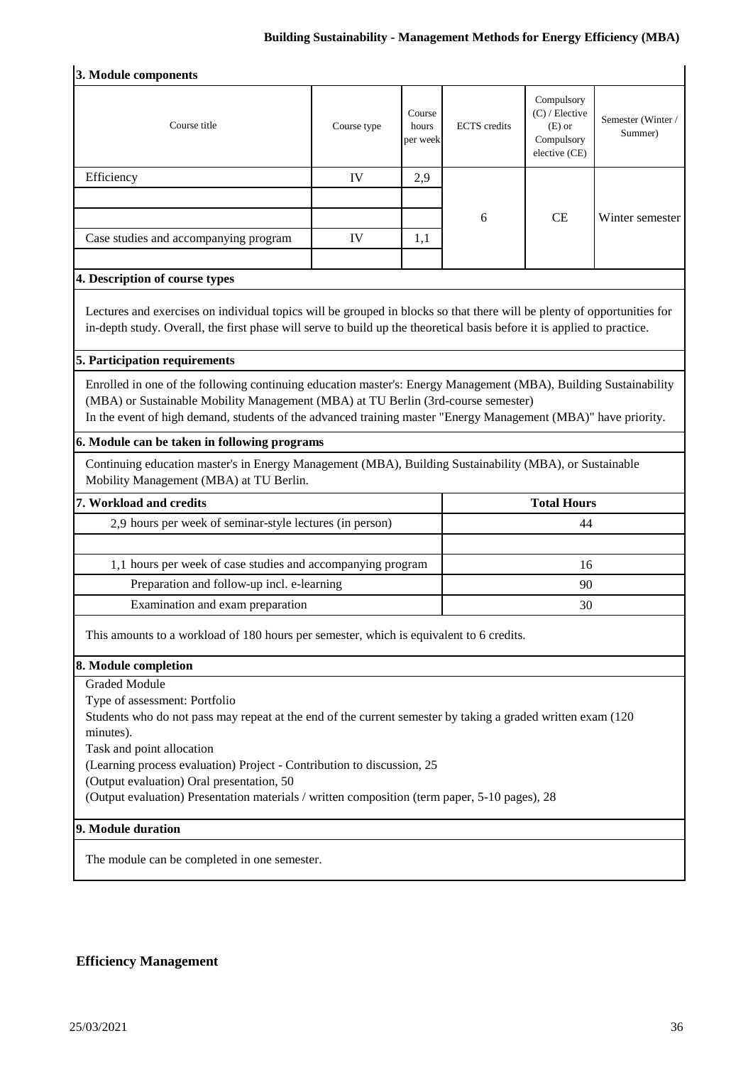### 3. Module components

| Course title | Course type | Course hours per week | ECTS credits | Compulsory (C) / Elective (E) or Compulsory elective (CE) | Semester (Winter / Summer) |
|---|---|---|---|---|---|
| Efficiency | IV | 2,9 | 6 | CE | Winter semester |
| | | | | | |
| | | | | | |
| Case studies and accompanying program | IV | 1,1 | | | |
| | | | | | |

### 4. Description of course types

Lectures and exercises on individual topics will be grouped in blocks so that there will be plenty of opportunities for in-depth study. Overall, the first phase will serve to build up the theoretical basis before it is applied to practice.

### 5. Participation requirements

Enrolled in one of the following continuing education master's: Energy Management (MBA), Building Sustainability (MBA) or Sustainable Mobility Management (MBA) at TU Berlin (3rd-course semester)
In the event of high demand, students of the advanced training master "Energy Management (MBA)" have priority.

### 6. Module can be taken in following programs

Continuing education master's in Energy Management (MBA), Building Sustainability (MBA), or Sustainable Mobility Management (MBA) at TU Berlin.

### 7. Workload and credits

| | Total Hours |
|---|---|
| 2,9 hours per week of seminar-style lectures (in person) | 44 |
| | |
| 1,1 hours per week of case studies and accompanying program | 16 |
| Preparation and follow-up incl. e-learning | 90 |
| Examination and exam preparation | 30 |

This amounts to a workload of 180 hours per semester, which is equivalent to 6 credits.

### 8. Module completion

Graded Module
Type of assessment: Portfolio
Students who do not pass may repeat at the end of the current semester by taking a graded written exam (120 minutes).
Task and point allocation
(Learning process evaluation) Project - Contribution to discussion, 25
(Output evaluation) Oral presentation, 50
(Output evaluation) Presentation materials / written composition (term paper, 5-10 pages), 28

### 9. Module duration

The module can be completed in one semester.

**Efficiency Management**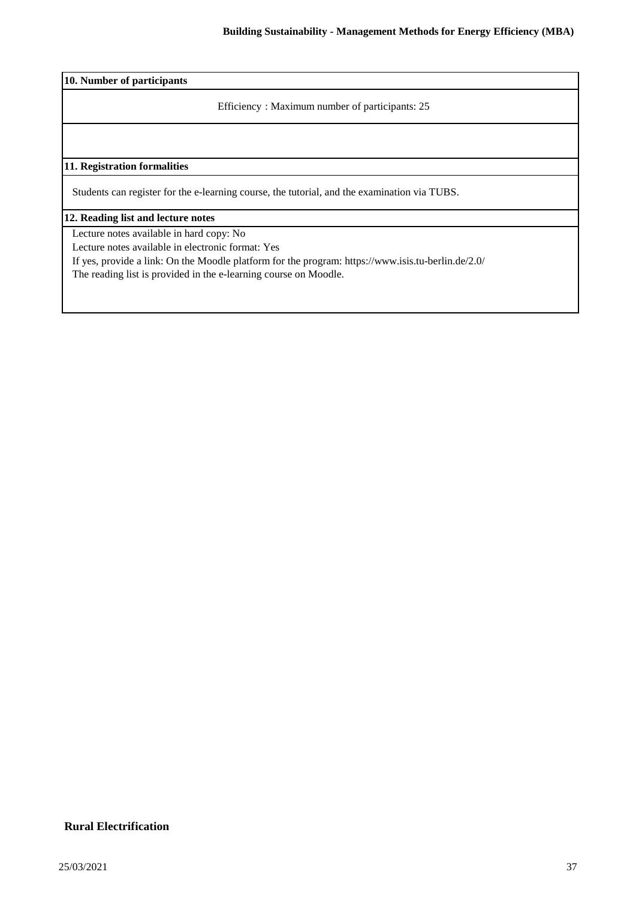**10. Number of participants**

Efficiency : Maximum number of participants: 25

**11. Registration formalities**

Students can register for the e-learning course, the tutorial, and the examination via TUBS.

**12. Reading list and lecture notes**

Lecture notes available in hard copy: No

Lecture notes available in electronic format: Yes

If yes, provide a link: On the Moodle platform for the program: https://www.isis.tu-berlin.de/2.0/

The reading list is provided in the e-learning course on Moodle.

**Rural Electrification**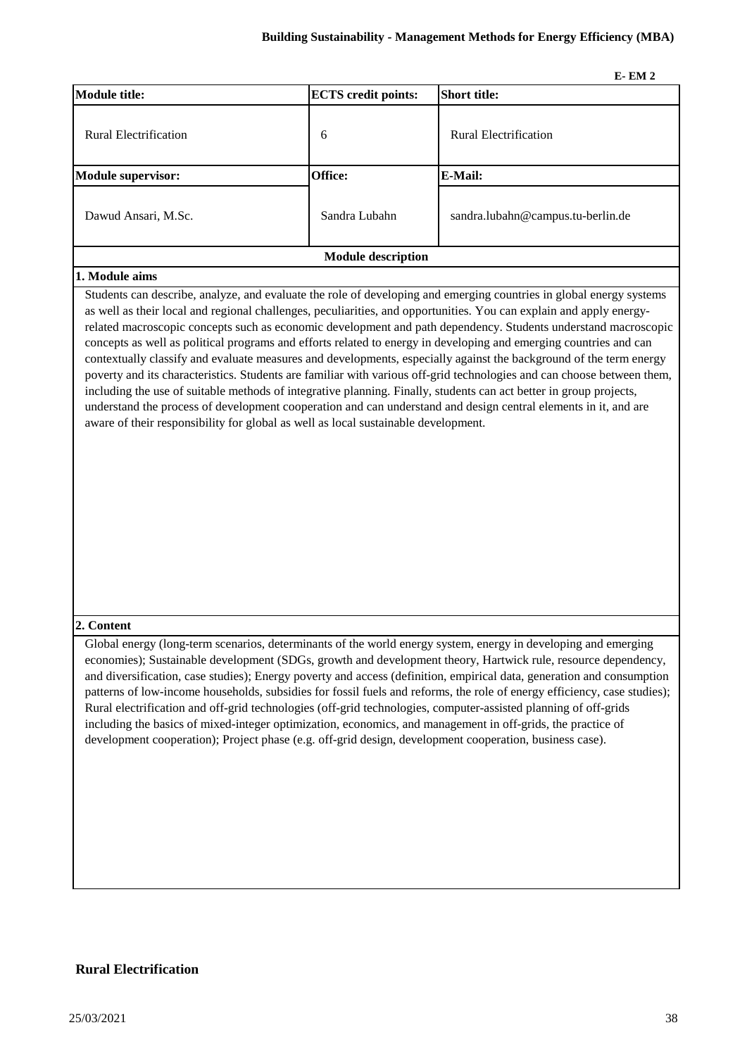**E- EM 2**

| Module title: | ECTS credit points: | Short title: |
|---|---|---|
| Rural Electrification | 6 | Rural Electrification |
| **Module supervisor:** | **Office:** | **E-Mail:** |
| Dawud Ansari, M.Sc. | Sandra Lubahn | sandra.lubahn@campus.tu-berlin.de |

## Module description

### 1. Module aims

Students can describe, analyze, and evaluate the role of developing and emerging countries in global energy systems as well as their local and regional challenges, peculiarities, and opportunities. You can explain and apply energy-related macroscopic concepts such as economic development and path dependency. Students understand macroscopic concepts as well as political programs and efforts related to energy in developing and emerging countries and can contextually classify and evaluate measures and developments, especially against the background of the term energy poverty and its characteristics. Students are familiar with various off-grid technologies and can choose between them, including the use of suitable methods of integrative planning. Finally, students can act better in group projects, understand the process of development cooperation and can understand and design central elements in it, and are aware of their responsibility for global as well as local sustainable development.

### 2. Content

Global energy (long-term scenarios, determinants of the world energy system, energy in developing and emerging economies); Sustainable development (SDGs, growth and development theory, Hartwick rule, resource dependency, and diversification, case studies); Energy poverty and access (definition, empirical data, generation and consumption patterns of low-income households, subsidies for fossil fuels and reforms, the role of energy efficiency, case studies); Rural electrification and off-grid technologies (off-grid technologies, computer-assisted planning of off-grids including the basics of mixed-integer optimization, economics, and management in off-grids, the practice of development cooperation); Project phase (e.g. off-grid design, development cooperation, business case).

**Rural Electrification**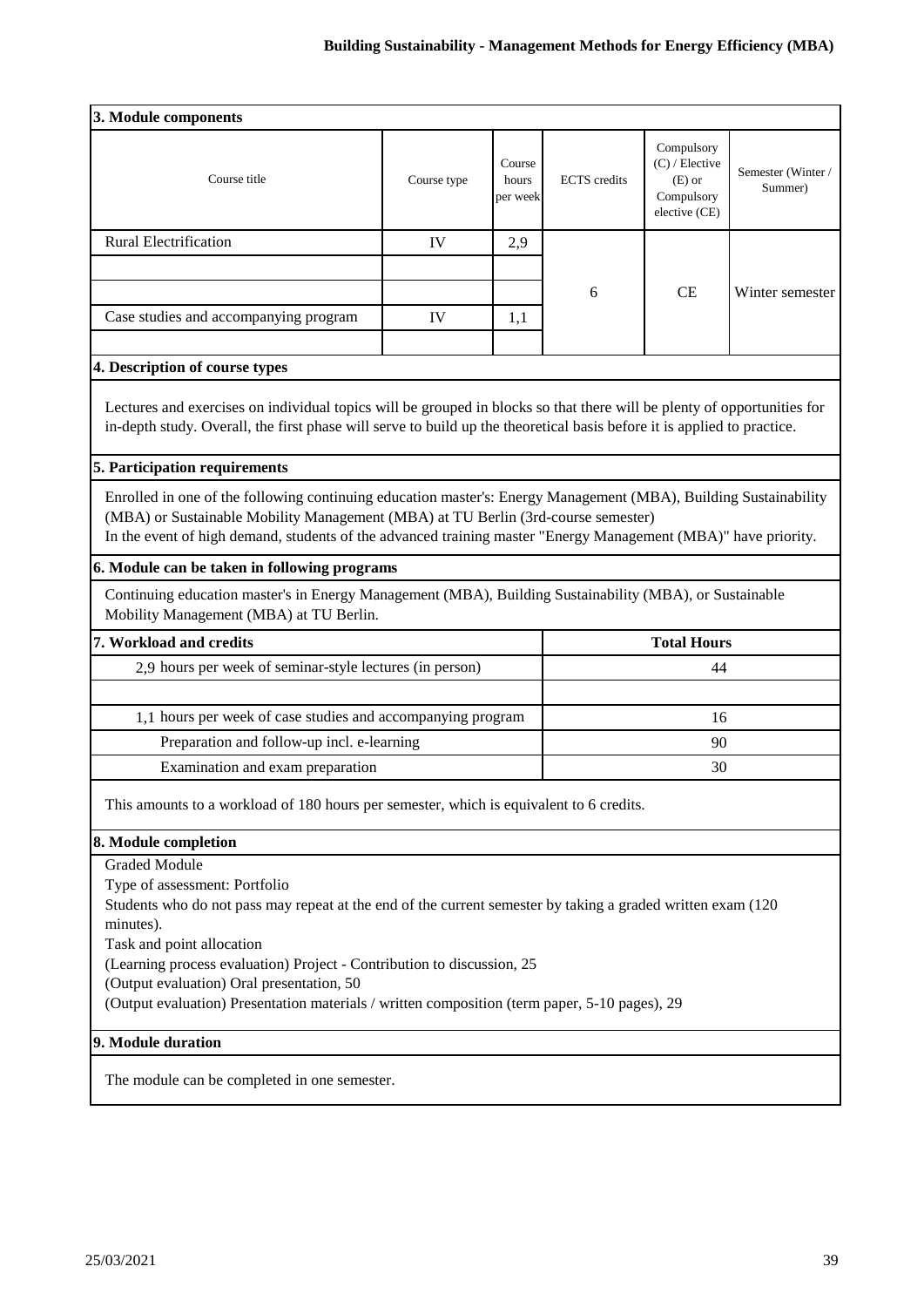## 3. Module components

| Course title | Course type | Course hours per week | ECTS credits | Compulsory (C) / Elective (E) or Compulsory elective (CE) | Semester (Winter / Summer) |
|---|---|---|---|---|---|
| Rural Electrification | IV | 2,9 | 6 | CE | Winter semester |
| | | | | | |
| | | | | | |
| Case studies and accompanying program | IV | 1,1 | | | |
| | | | | | |

## 4. Description of course types

Lectures and exercises on individual topics will be grouped in blocks so that there will be plenty of opportunities for in-depth study. Overall, the first phase will serve to build up the theoretical basis before it is applied to practice.

## 5. Participation requirements

Enrolled in one of the following continuing education master's: Energy Management (MBA), Building Sustainability (MBA) or Sustainable Mobility Management (MBA) at TU Berlin (3rd-course semester)
In the event of high demand, students of the advanced training master "Energy Management (MBA)" have priority.

## 6. Module can be taken in following programs

Continuing education master's in Energy Management (MBA), Building Sustainability (MBA), or Sustainable Mobility Management (MBA) at TU Berlin.

## 7. Workload and credits

| | Total Hours |
|---|---|
| 2,9 hours per week of seminar-style lectures (in person) | 44 |
| | |
| 1,1 hours per week of case studies and accompanying program | 16 |
| Preparation and follow-up incl. e-learning | 90 |
| Examination and exam preparation | 30 |

This amounts to a workload of 180 hours per semester, which is equivalent to 6 credits.

## 8. Module completion

Graded Module
Type of assessment: Portfolio
Students who do not pass may repeat at the end of the current semester by taking a graded written exam (120 minutes).
Task and point allocation
(Learning process evaluation) Project - Contribution to discussion, 25
(Output evaluation) Oral presentation, 50
(Output evaluation) Presentation materials / written composition (term paper, 5-10 pages), 29

## 9. Module duration

The module can be completed in one semester.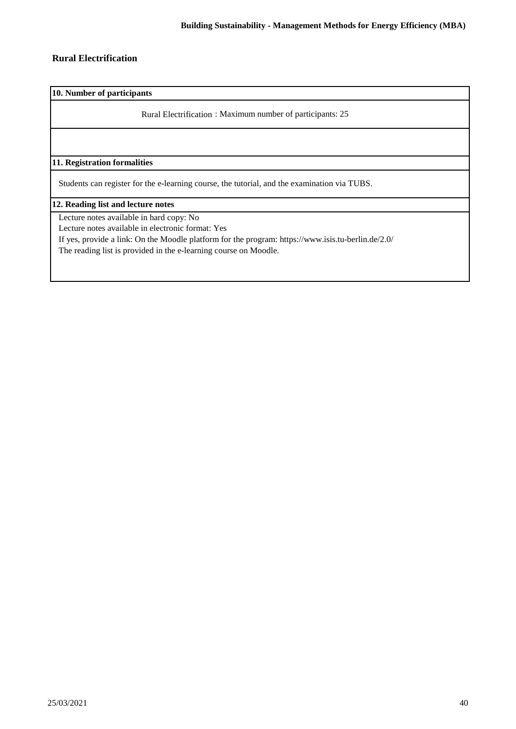## Rural Electrification

**10. Number of participants**

Rural Electrification : Maximum number of participants: 25

**11. Registration formalities**

Students can register for the e-learning course, the tutorial, and the examination via TUBS.

**12. Reading list and lecture notes**

Lecture notes available in hard copy: No
Lecture notes available in electronic format: Yes
If yes, provide a link: On the Moodle platform for the program: https://www.isis.tu-berlin.de/2.0/
The reading list is provided in the e-learning course on Moodle.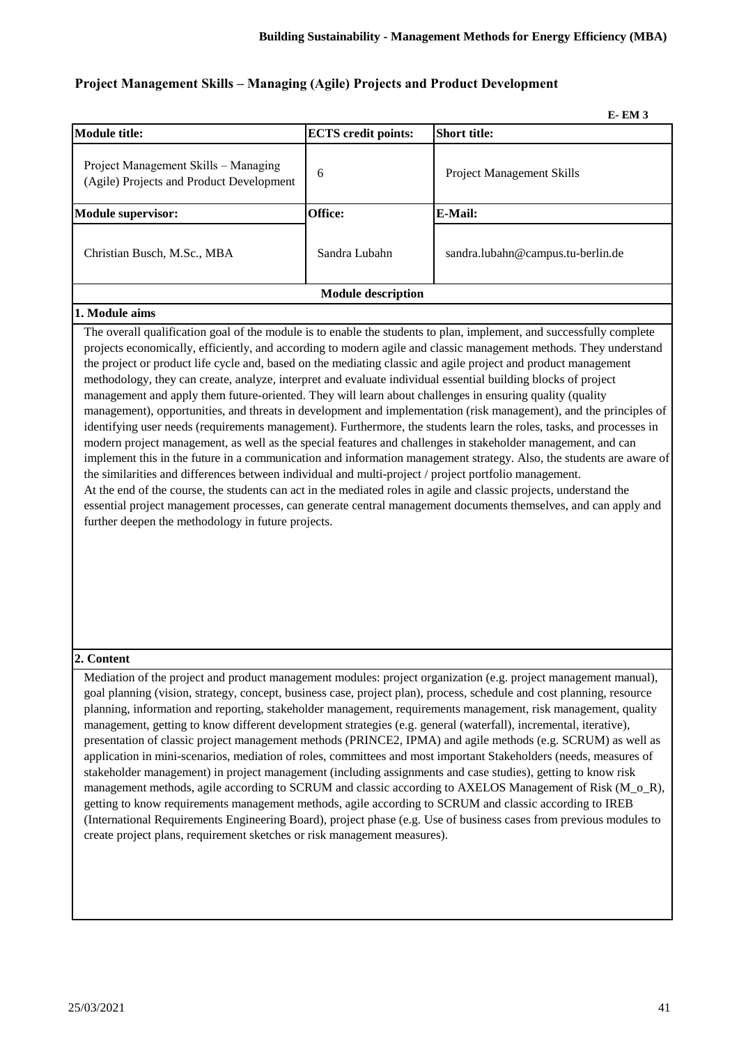## Project Management Skills – Managing (Agile) Projects and Product Development

**E- EM 3**

| **Module title:** | **ECTS credit points:** | **Short title:** |
|---|---|---|
| Project Management Skills – Managing (Agile) Projects and Product Development | 6 | Project Management Skills |
| **Module supervisor:** | **Office:** | **E-Mail:** |
| Christian Busch, M.Sc., MBA | Sandra Lubahn | sandra.lubahn@campus.tu-berlin.de |

**Module description**

**1. Module aims**

The overall qualification goal of the module is to enable the students to plan, implement, and successfully complete projects economically, efficiently, and according to modern agile and classic management methods. They understand the project or product life cycle and, based on the mediating classic and agile project and product management methodology, they can create, analyze, interpret and evaluate individual essential building blocks of project management and apply them future-oriented. They will learn about challenges in ensuring quality (quality management), opportunities, and threats in development and implementation (risk management), and the principles of identifying user needs (requirements management). Furthermore, the students learn the roles, tasks, and processes in modern project management, as well as the special features and challenges in stakeholder management, and can implement this in the future in a communication and information management strategy. Also, the students are aware of the similarities and differences between individual and multi-project / project portfolio management.
At the end of the course, the students can act in the mediated roles in agile and classic projects, understand the essential project management processes, can generate central management documents themselves, and can apply and further deepen the methodology in future projects.

**2. Content**

Mediation of the project and product management modules: project organization (e.g. project management manual), goal planning (vision, strategy, concept, business case, project plan), process, schedule and cost planning, resource planning, information and reporting, stakeholder management, requirements management, risk management, quality management, getting to know different development strategies (e.g. general (waterfall), incremental, iterative), presentation of classic project management methods (PRINCE2, IPMA) and agile methods (e.g. SCRUM) as well as application in mini-scenarios, mediation of roles, committees and most important Stakeholders (needs, measures of stakeholder management) in project management (including assignments and case studies), getting to know risk management methods, agile according to SCRUM and classic according to AXELOS Management of Risk (M_o_R), getting to know requirements management methods, agile according to SCRUM and classic according to IREB (International Requirements Engineering Board), project phase (e.g. Use of business cases from previous modules to create project plans, requirement sketches or risk management measures).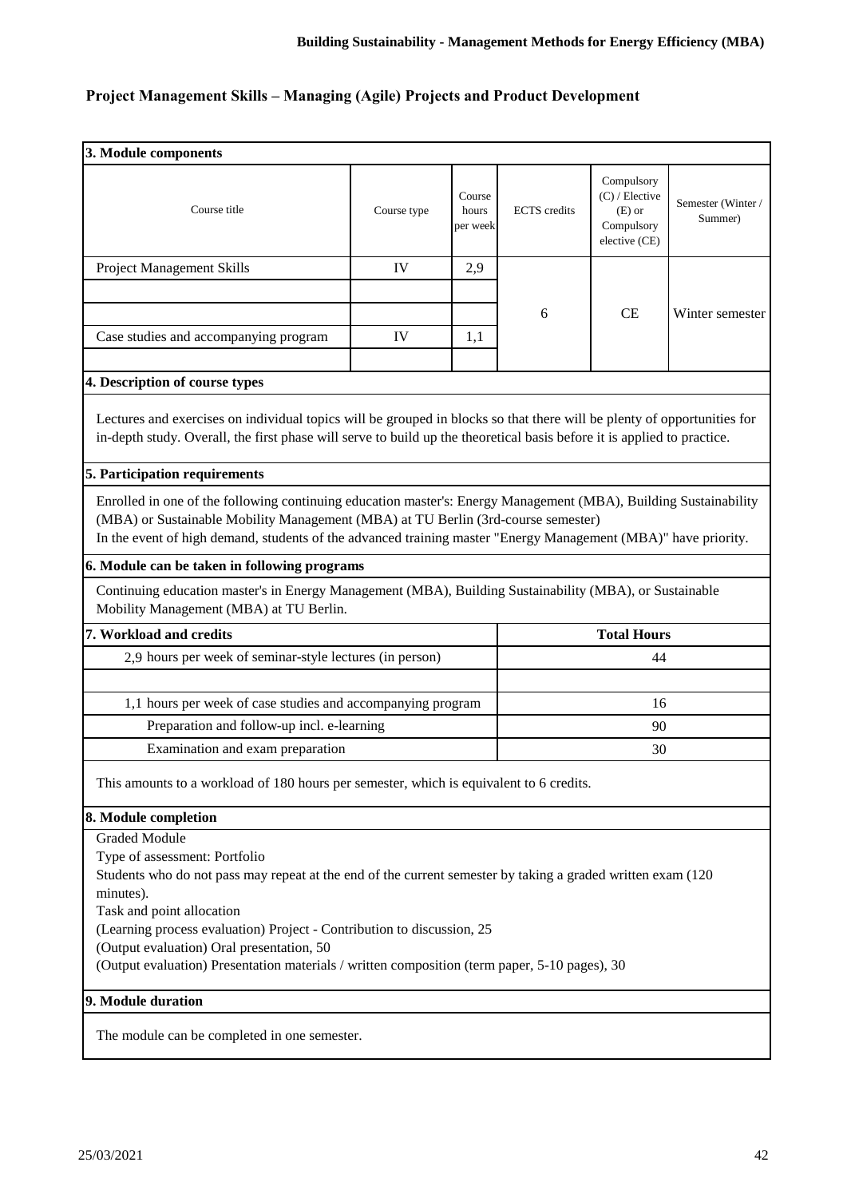## Project Management Skills – Managing (Agile) Projects and Product Development

### 3. Module components

| Course title | Course type | Course hours per week | ECTS credits | Compulsory (C) / Elective (E) or Compulsory elective (CE) | Semester (Winter / Summer) |
|---|---|---|---|---|---|
| Project Management Skills | IV | 2,9 | 6 | CE | Winter semester |
| | | | | | |
| | | | | | |
| Case studies and accompanying program | IV | 1,1 | | | |
| | | | | | |

### 4. Description of course types

Lectures and exercises on individual topics will be grouped in blocks so that there will be plenty of opportunities for in-depth study. Overall, the first phase will serve to build up the theoretical basis before it is applied to practice.

### 5. Participation requirements

Enrolled in one of the following continuing education master's: Energy Management (MBA), Building Sustainability (MBA) or Sustainable Mobility Management (MBA) at TU Berlin (3rd-course semester)
In the event of high demand, students of the advanced training master "Energy Management (MBA)" have priority.

### 6. Module can be taken in following programs

Continuing education master's in Energy Management (MBA), Building Sustainability (MBA), or Sustainable Mobility Management (MBA) at TU Berlin.

### 7. Workload and credits

| 7. Workload and credits | Total Hours |
|---|---|
| 2,9 hours per week of seminar-style lectures (in person) | 44 |
| | |
| 1,1 hours per week of case studies and accompanying program | 16 |
| Preparation and follow-up incl. e-learning | 90 |
| Examination and exam preparation | 30 |

This amounts to a workload of 180 hours per semester, which is equivalent to 6 credits.

### 8. Module completion

Graded Module
Type of assessment: Portfolio
Students who do not pass may repeat at the end of the current semester by taking a graded written exam (120 minutes).
Task and point allocation
(Learning process evaluation) Project - Contribution to discussion, 25
(Output evaluation) Oral presentation, 50
(Output evaluation) Presentation materials / written composition (term paper, 5-10 pages), 30

### 9. Module duration

The module can be completed in one semester.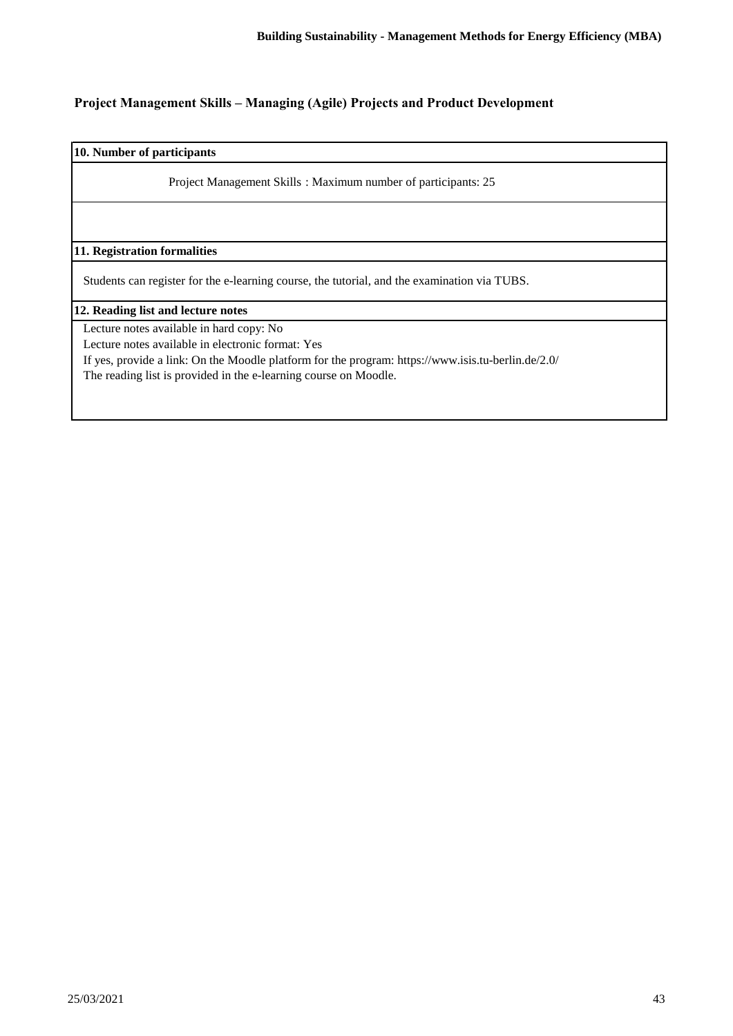## Project Management Skills – Managing (Agile) Projects and Product Development

**10. Number of participants**

Project Management Skills : Maximum number of participants: 25

**11. Registration formalities**

Students can register for the e-learning course, the tutorial, and the examination via TUBS.

**12. Reading list and lecture notes**

Lecture notes available in hard copy: No

Lecture notes available in electronic format: Yes

If yes, provide a link: On the Moodle platform for the program: https://www.isis.tu-berlin.de/2.0/

The reading list is provided in the e-learning course on Moodle.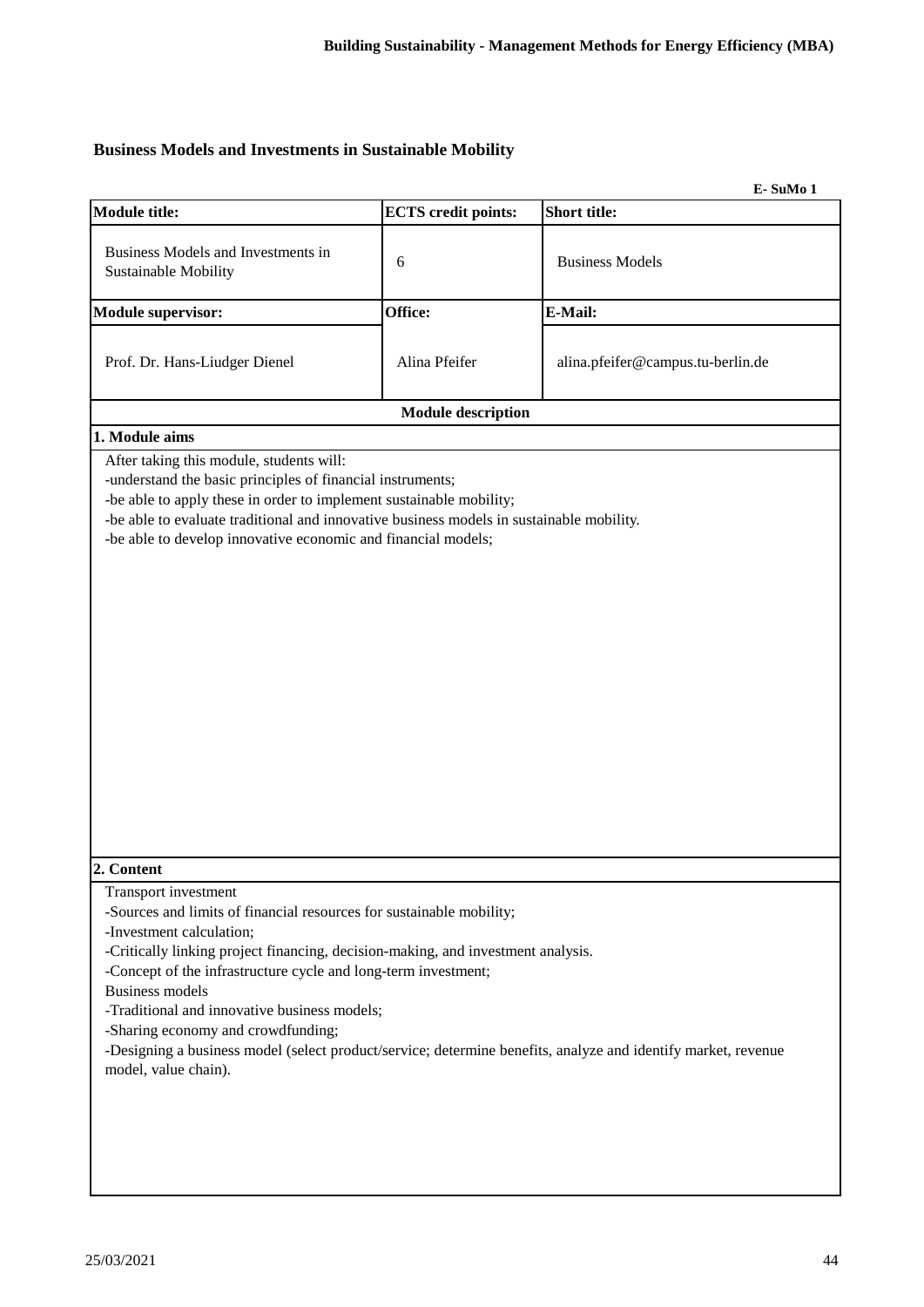## Business Models and Investments in Sustainable Mobility

**E- SuMo 1**

| **Module title:** | **ECTS credit points:** | **Short title:** |
|---|---|---|
| Business Models and Investments in Sustainable Mobility | 6 | Business Models |
| **Module supervisor:** | **Office:** | **E-Mail:** |
| Prof. Dr. Hans-Liudger Dienel | Alina Pfeifer | alina.pfeifer@campus.tu-berlin.de |

**Module description**

**1. Module aims**

After taking this module, students will:
-understand the basic principles of financial instruments;
-be able to apply these in order to implement sustainable mobility;
-be able to evaluate traditional and innovative business models in sustainable mobility.
-be able to develop innovative economic and financial models;

**2. Content**

Transport investment
-Sources and limits of financial resources for sustainable mobility;
-Investment calculation;
-Critically linking project financing, decision-making, and investment analysis.
-Concept of the infrastructure cycle and long-term investment;
Business models
-Traditional and innovative business models;
-Sharing economy and crowdfunding;
-Designing a business model (select product/service; determine benefits, analyze and identify market, revenue model, value chain).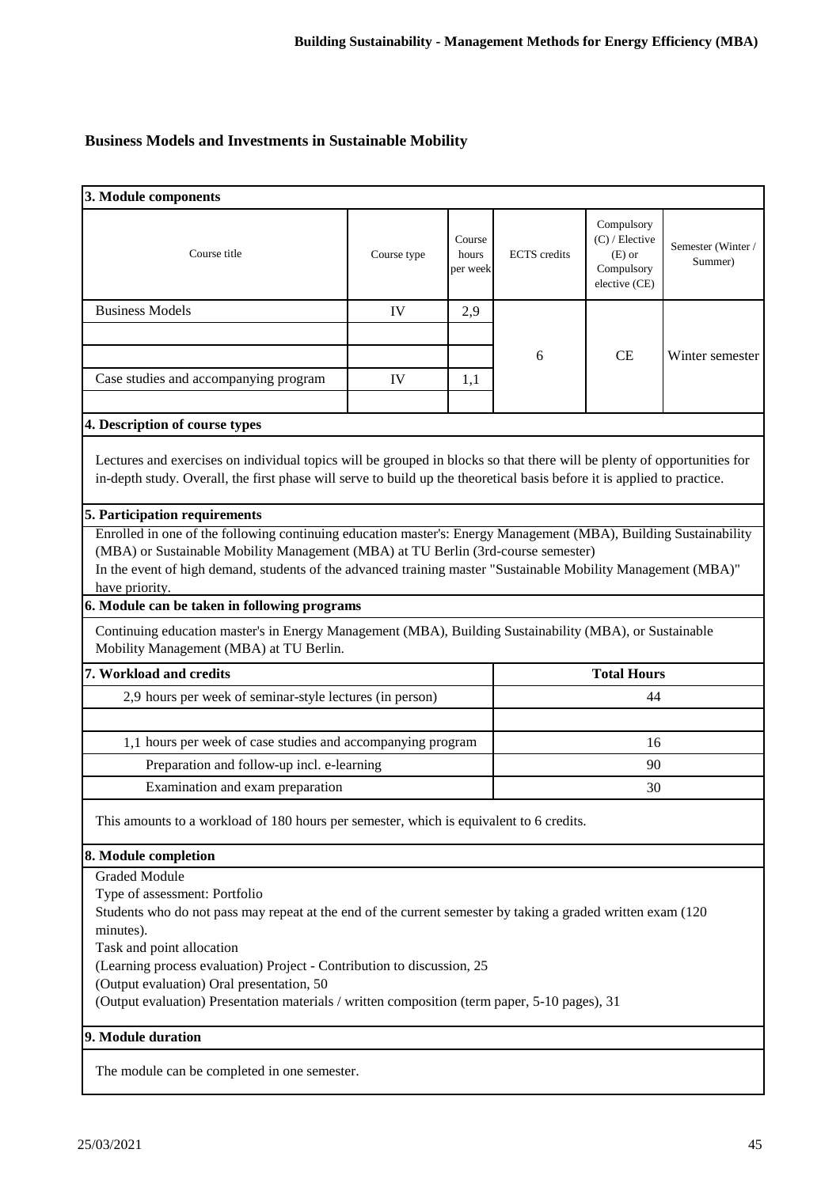## Business Models and Investments in Sustainable Mobility

### 3. Module components

| Course title | Course type | Course hours per week | ECTS credits | Compulsory (C) / Elective (E) or Compulsory elective (CE) | Semester (Winter / Summer) |
|---|---|---|---|---|---|
| Business Models | IV | 2,9 | 6 | CE | Winter semester |
| | | | | | |
| | | | | | |
| Case studies and accompanying program | IV | 1,1 | | | |
| | | | | | |

### 4. Description of course types

Lectures and exercises on individual topics will be grouped in blocks so that there will be plenty of opportunities for in-depth study. Overall, the first phase will serve to build up the theoretical basis before it is applied to practice.

### 5. Participation requirements

Enrolled in one of the following continuing education master's: Energy Management (MBA), Building Sustainability (MBA) or Sustainable Mobility Management (MBA) at TU Berlin (3rd-course semester)
In the event of high demand, students of the advanced training master "Sustainable Mobility Management (MBA)" have priority.

### 6. Module can be taken in following programs

Continuing education master's in Energy Management (MBA), Building Sustainability (MBA), or Sustainable Mobility Management (MBA) at TU Berlin.

### 7. Workload and credits

| | Total Hours |
|---|---|
| 2,9 hours per week of seminar-style lectures (in person) | 44 |
| | |
| 1,1 hours per week of case studies and accompanying program | 16 |
| Preparation and follow-up incl. e-learning | 90 |
| Examination and exam preparation | 30 |

This amounts to a workload of 180 hours per semester, which is equivalent to 6 credits.

### 8. Module completion

Graded Module
Type of assessment: Portfolio
Students who do not pass may repeat at the end of the current semester by taking a graded written exam (120 minutes).
Task and point allocation
(Learning process evaluation) Project - Contribution to discussion, 25
(Output evaluation) Oral presentation, 50
(Output evaluation) Presentation materials / written composition (term paper, 5-10 pages), 31

### 9. Module duration

The module can be completed in one semester.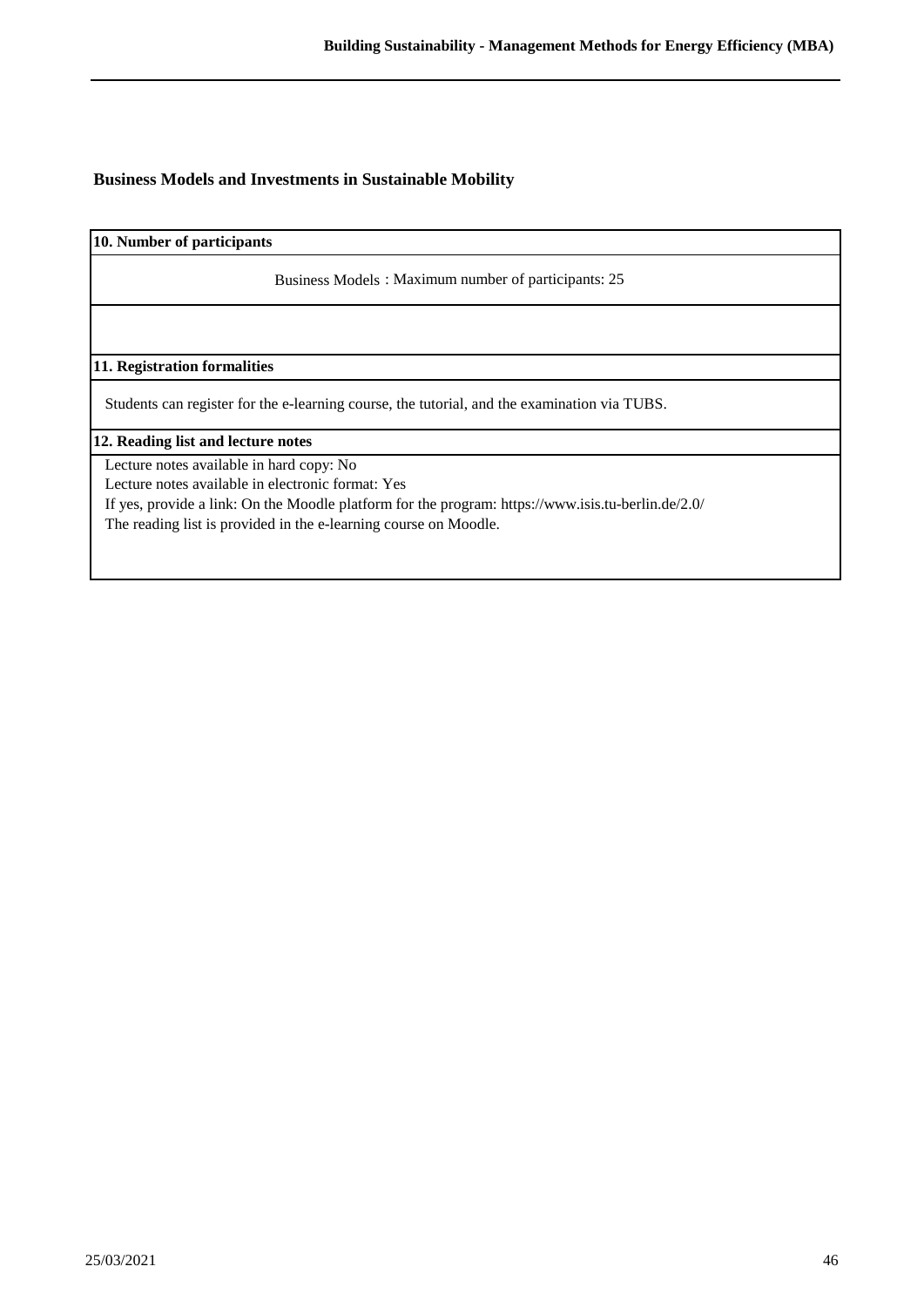## Business Models and Investments in Sustainable Mobility

**10. Number of participants**

Business Models : Maximum number of participants: 25

**11. Registration formalities**

Students can register for the e-learning course, the tutorial, and the examination via TUBS.

**12. Reading list and lecture notes**

Lecture notes available in hard copy: No
Lecture notes available in electronic format: Yes
If yes, provide a link: On the Moodle platform for the program: https://www.isis.tu-berlin.de/2.0/
The reading list is provided in the e-learning course on Moodle.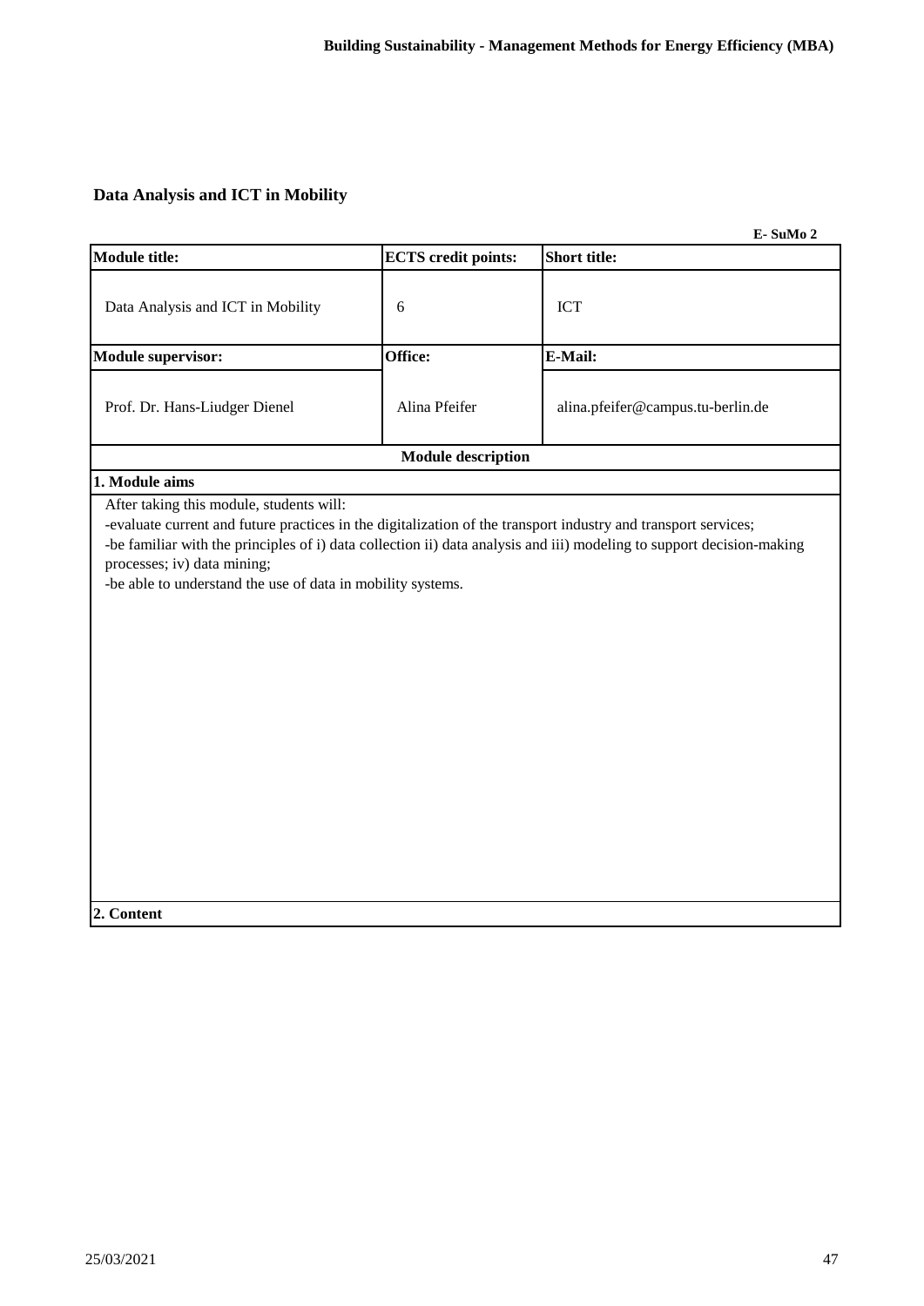## Data Analysis and ICT in Mobility

**E- SuMo 2**

| **Module title:** | **ECTS credit points:** | **Short title:** |
|---|---|---|
| Data Analysis and ICT in Mobility | 6 | ICT |
| **Module supervisor:** | **Office:** | **E-Mail:** |
| Prof. Dr. Hans-Liudger Dienel | Alina Pfeifer | alina.pfeifer@campus.tu-berlin.de |

**Module description**

**1. Module aims**

After taking this module, students will:

-evaluate current and future practices in the digitalization of the transport industry and transport services;

-be familiar with the principles of i) data collection ii) data analysis and iii) modeling to support decision-making processes; iv) data mining;

-be able to understand the use of data in mobility systems.

**2. Content**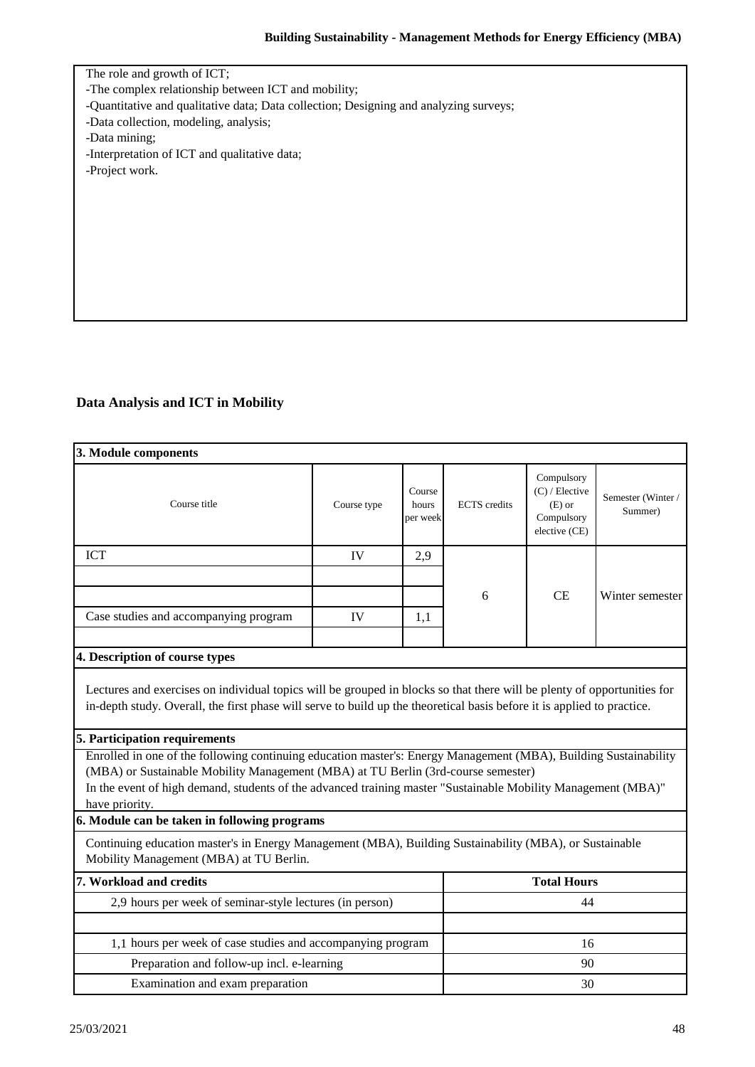The role and growth of ICT;
-The complex relationship between ICT and mobility;
-Quantitative and qualitative data; Data collection; Designing and analyzing surveys;
-Data collection, modeling, analysis;
-Data mining;
-Interpretation of ICT and qualitative data;
-Project work.

## Data Analysis and ICT in Mobility

**3. Module components**

| Course title | Course type | Course hours per week | ECTS credits | Compulsory (C) / Elective (E) or Compulsory elective (CE) | Semester (Winter / Summer) |
|---|---|---|---|---|---|
| ICT | IV | 2,9 | 6 | CE | Winter semester |
| | | | | | |
| | | | | | |
| Case studies and accompanying program | IV | 1,1 | | | |
| | | | | | |

**4. Description of course types**

Lectures and exercises on individual topics will be grouped in blocks so that there will be plenty of opportunities for in-depth study. Overall, the first phase will serve to build up the theoretical basis before it is applied to practice.

**5. Participation requirements**

Enrolled in one of the following continuing education master's: Energy Management (MBA), Building Sustainability (MBA) or Sustainable Mobility Management (MBA) at TU Berlin (3rd-course semester)
In the event of high demand, students of the advanced training master "Sustainable Mobility Management (MBA)" have priority.

**6. Module can be taken in following programs**

Continuing education master's in Energy Management (MBA), Building Sustainability (MBA), or Sustainable Mobility Management (MBA) at TU Berlin.

| 7. Workload and credits | Total Hours |
|---|---|
| 2,9 hours per week of seminar-style lectures (in person) | 44 |
| | |
| 1,1 hours per week of case studies and accompanying program | 16 |
| Preparation and follow-up incl. e-learning | 90 |
| Examination and exam preparation | 30 |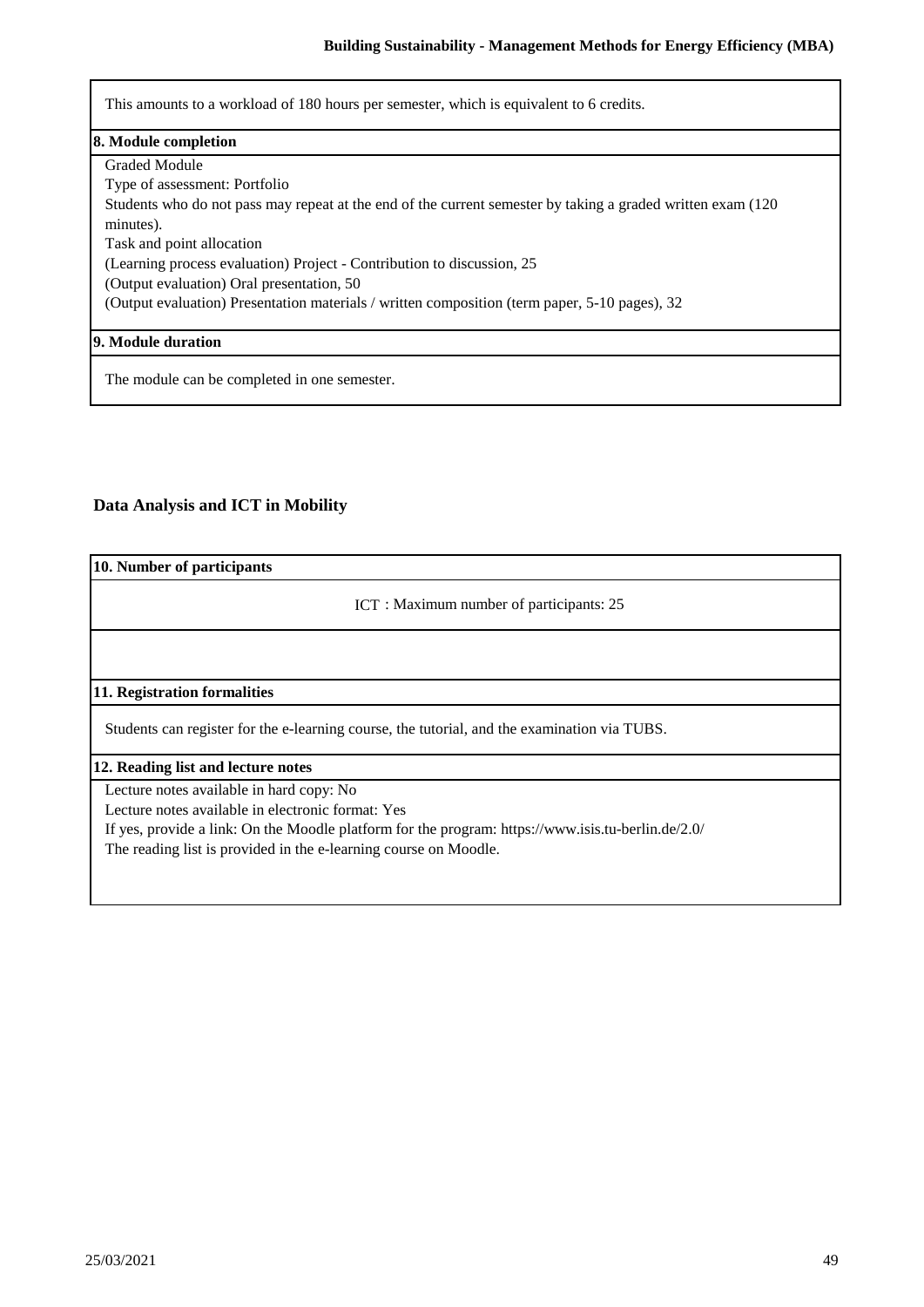This amounts to a workload of 180 hours per semester, which is equivalent to 6 credits.

**8. Module completion**

Graded Module
Type of assessment: Portfolio
Students who do not pass may repeat at the end of the current semester by taking a graded written exam (120 minutes).
Task and point allocation
(Learning process evaluation) Project - Contribution to discussion, 25
(Output evaluation) Oral presentation, 50
(Output evaluation) Presentation materials / written composition (term paper, 5-10 pages), 32

**9. Module duration**

The module can be completed in one semester.

## Data Analysis and ICT in Mobility

**10. Number of participants**

ICT : Maximum number of participants: 25

**11. Registration formalities**

Students can register for the e-learning course, the tutorial, and the examination via TUBS.

**12. Reading list and lecture notes**

Lecture notes available in hard copy: No
Lecture notes available in electronic format: Yes
If yes, provide a link: On the Moodle platform for the program: https://www.isis.tu-berlin.de/2.0/
The reading list is provided in the e-learning course on Moodle.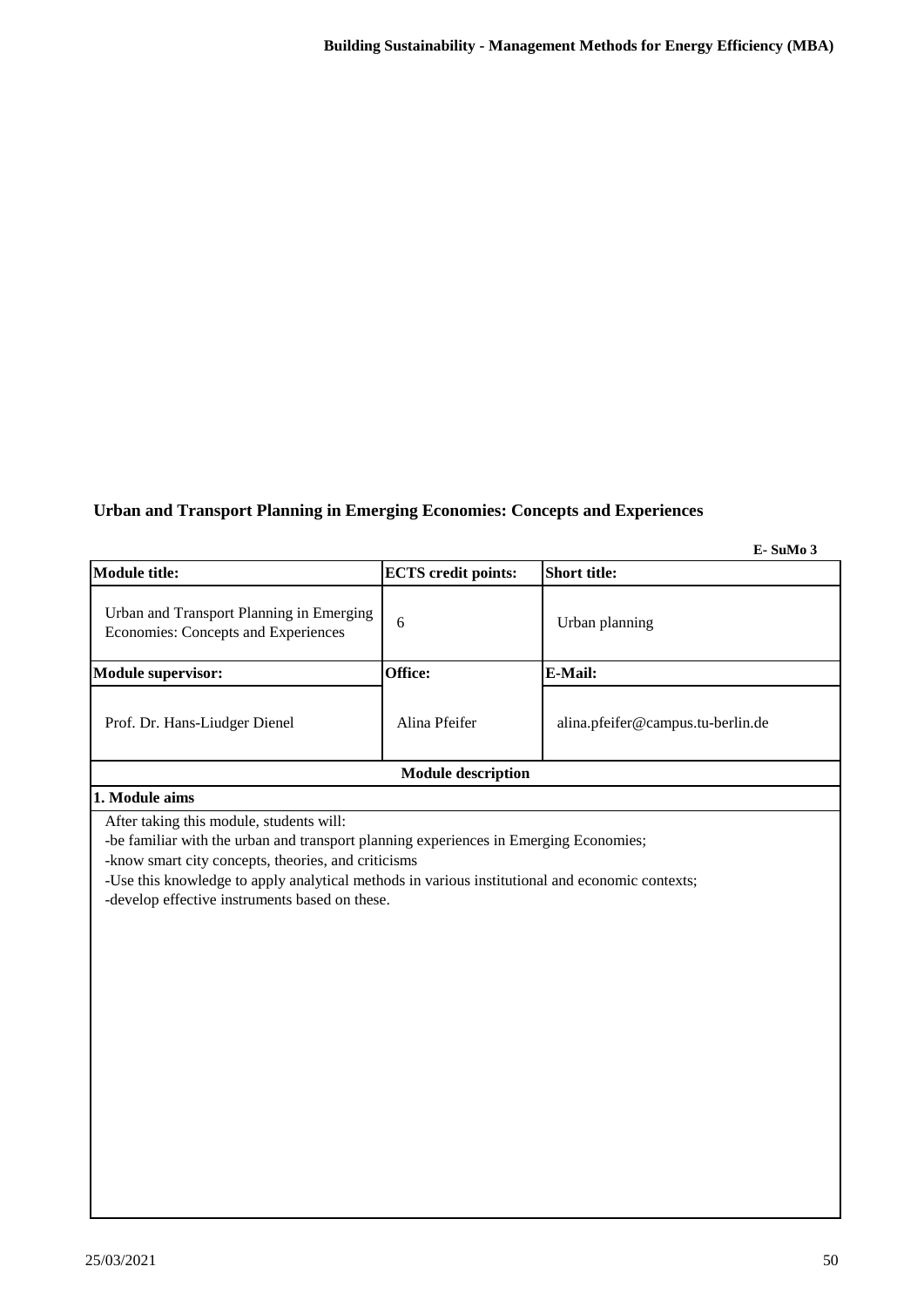## Urban and Transport Planning in Emerging Economies: Concepts and Experiences

**E- SuMo 3**

| **Module title:** | **ECTS credit points:** | **Short title:** |
|---|---|---|
| Urban and Transport Planning in Emerging Economies: Concepts and Experiences | 6 | Urban planning |
| **Module supervisor:** | **Office:** | **E-Mail:** |
| Prof. Dr. Hans-Liudger Dienel | Alina Pfeifer | alina.pfeifer@campus.tu-berlin.de |

**Module description**

**1. Module aims**

After taking this module, students will:

- -be familiar with the urban and transport planning experiences in Emerging Economies;
- -know smart city concepts, theories, and criticisms
- -Use this knowledge to apply analytical methods in various institutional and economic contexts;
- -develop effective instruments based on these.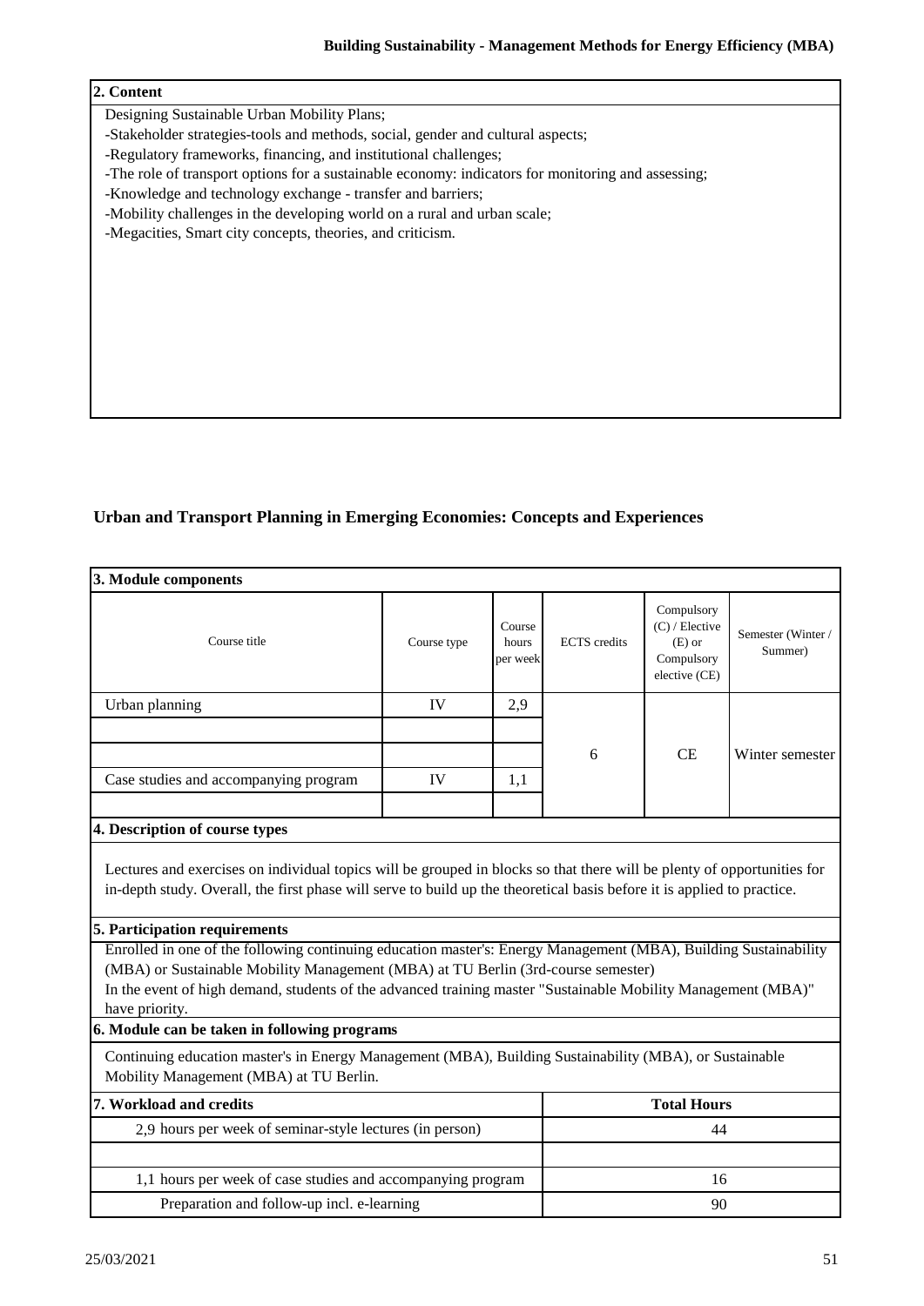## 2. Content

Designing Sustainable Urban Mobility Plans;
-Stakeholder strategies-tools and methods, social, gender and cultural aspects;
-Regulatory frameworks, financing, and institutional challenges;
-The role of transport options for a sustainable economy: indicators for monitoring and assessing;
-Knowledge and technology exchange - transfer and barriers;
-Mobility challenges in the developing world on a rural and urban scale;
-Megacities, Smart city concepts, theories, and criticism.

# Urban and Transport Planning in Emerging Economies: Concepts and Experiences

## 3. Module components

| Course title | Course type | Course hours per week | ECTS credits | Compulsory (C) / Elective (E) or Compulsory elective (CE) | Semester (Winter / Summer) |
|---|---|---|---|---|---|
| Urban planning | IV | 2,9 | 6 | CE | Winter semester |
| | | | | | |
| | | | | | |
| Case studies and accompanying program | IV | 1,1 | | | |
| | | | | | |

## 4. Description of course types

Lectures and exercises on individual topics will be grouped in blocks so that there will be plenty of opportunities for in-depth study. Overall, the first phase will serve to build up the theoretical basis before it is applied to practice.

## 5. Participation requirements

Enrolled in one of the following continuing education master's: Energy Management (MBA), Building Sustainability (MBA) or Sustainable Mobility Management (MBA) at TU Berlin (3rd-course semester)
In the event of high demand, students of the advanced training master "Sustainable Mobility Management (MBA)" have priority.

## 6. Module can be taken in following programs

Continuing education master's in Energy Management (MBA), Building Sustainability (MBA), or Sustainable Mobility Management (MBA) at TU Berlin.

## 7. Workload and credits

| | Total Hours |
|---|---|
| 2,9 hours per week of seminar-style lectures (in person) | 44 |
| | |
| 1,1 hours per week of case studies and accompanying program | 16 |
| Preparation and follow-up incl. e-learning | 90 |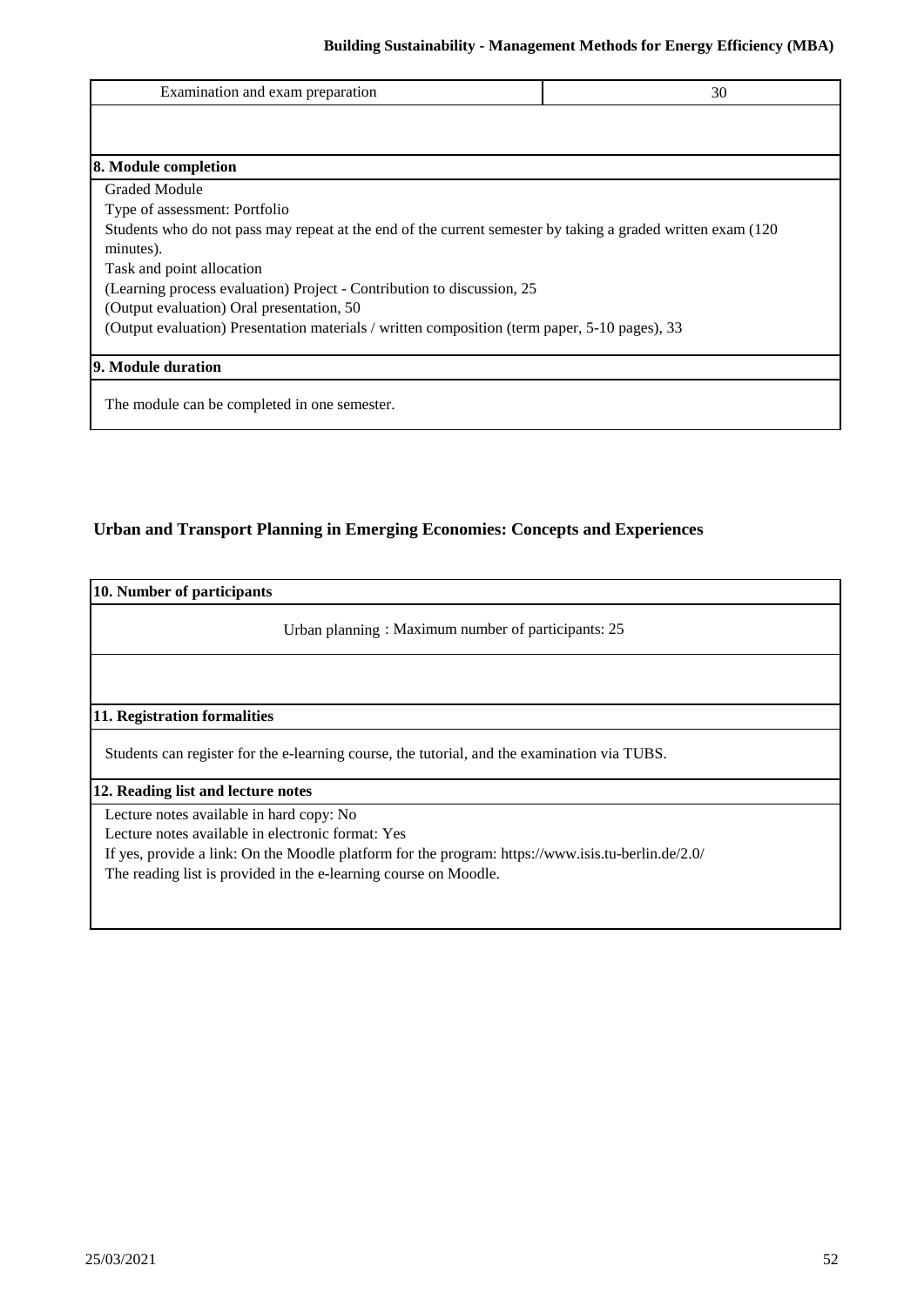| Examination and exam preparation | 30 |
|---|---|

**8. Module completion**

Graded Module
Type of assessment: Portfolio
Students who do not pass may repeat at the end of the current semester by taking a graded written exam (120 minutes).
Task and point allocation
(Learning process evaluation) Project - Contribution to discussion, 25
(Output evaluation) Oral presentation, 50
(Output evaluation) Presentation materials / written composition (term paper, 5-10 pages), 33

**9. Module duration**

The module can be completed in one semester.

## Urban and Transport Planning in Emerging Economies: Concepts and Experiences

**10. Number of participants**

Urban planning : Maximum number of participants: 25

**11. Registration formalities**

Students can register for the e-learning course, the tutorial, and the examination via TUBS.

**12. Reading list and lecture notes**

Lecture notes available in hard copy: No
Lecture notes available in electronic format: Yes
If yes, provide a link: On the Moodle platform for the program: https://www.isis.tu-berlin.de/2.0/
The reading list is provided in the e-learning course on Moodle.